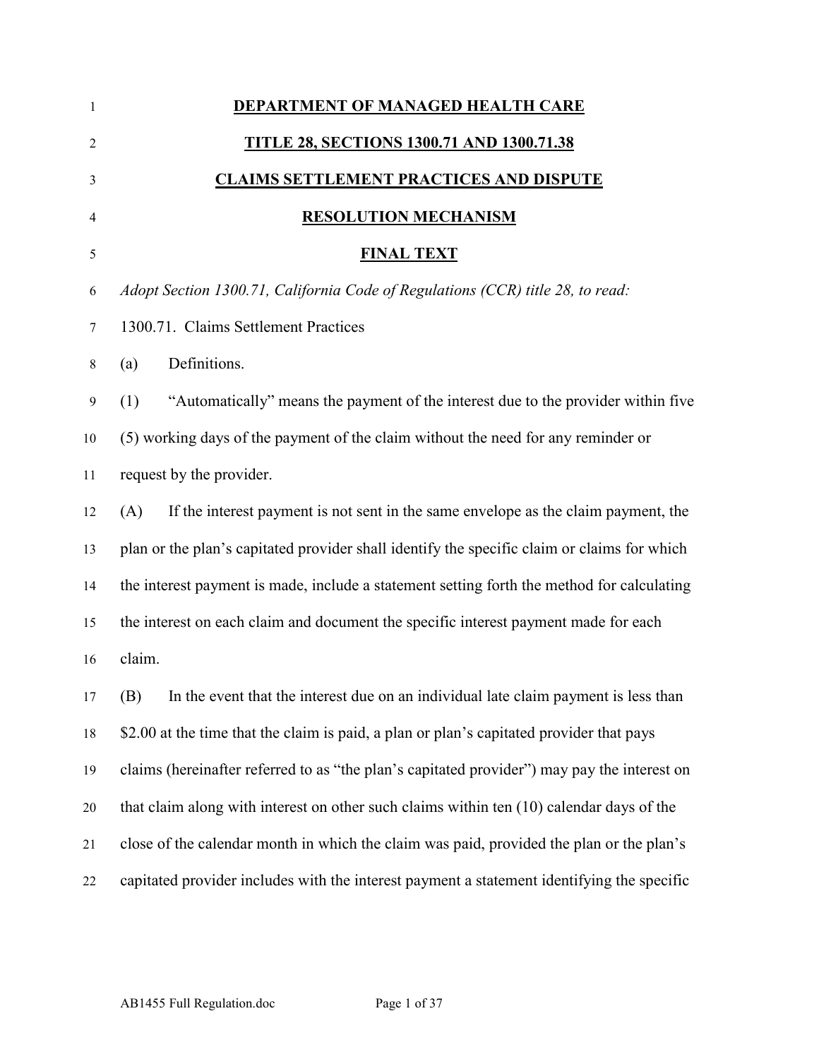# **DEPARTMENT OF MANAGED HEALTH CARE**

## **TITLE 28, SECTIONS 1300.71 AND 1300.71.38**

## **CLAIMS SETTLEMENT PRACTICES AND DISPUTE RESOLUTION MECHANISM**

## **FINAL TEXT**

*Adopt Section 1300.71, California Code of Regulations (CCR) title 28, to read:*

1300.71. Claims Settlement Practices

(a) Definitions.

(1) "Automatically" means the payment of the interest due to the provider within five (5) working days of the payment of the claim without the need for any reminder or request by the provider.

(A) If the interest payment is not sent in the same envelope as the claim payment, the plan or the plan's capitated provider shall identify the specific claim or claims for which the interest payment is made, include a statement setting forth the method for calculating the interest on each claim and document the specific interest payment made for each claim.

(B) In the event that the interest due on an individual late claim payment is less than $2.00 at the time that the claim is paid, a plan or plan's capitated provider that pays claims (hereinafter referred to as "the plan's capitated provider") may pay the interest on that claim along with interest on other such claims within ten (10) calendar days of the close of the calendar month in which the claim was paid, provided the plan or the plan's capitated provider includes with the interest payment a statement identifying the specific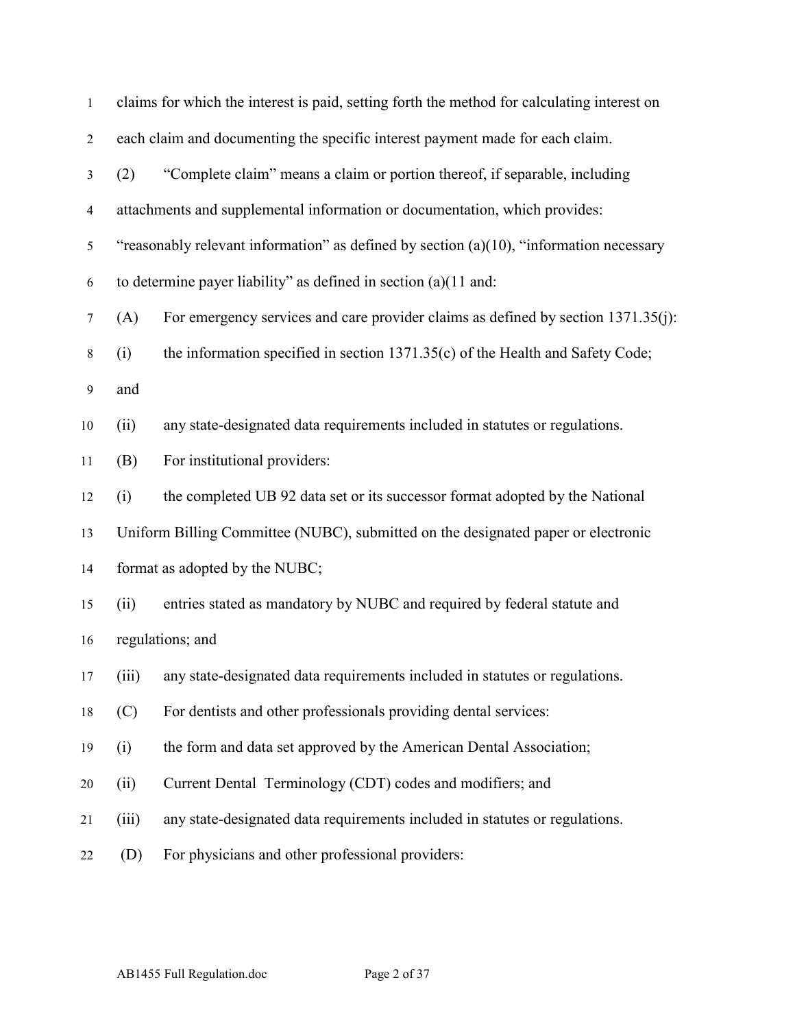claims for which the interest is paid, setting forth the method for calculating interest on each claim and documenting the specific interest payment made for each claim.

(2) "Complete claim" means a claim or portion thereof, if separable, including attachments and supplemental information or documentation, which provides: "reasonably relevant information" as defined by section (a)(10), "information necessary to determine payer liability" as defined in section (a)(11 and:

(A) For emergency services and care provider claims as defined by section 1371.35(j):

(i) the information specified in section 1371.35(c) of the Health and Safety Code; and

(ii) any state-designated data requirements included in statutes or regulations.

(B) For institutional providers:

(i) the completed UB 92 data set or its successor format adopted by the National Uniform Billing Committee (NUBC), submitted on the designated paper or electronic format as adopted by the NUBC;

(ii) entries stated as mandatory by NUBC and required by federal statute and regulations; and

(iii) any state-designated data requirements included in statutes or regulations.

(C) For dentists and other professionals providing dental services:

(i) the form and data set approved by the American Dental Association;

(ii) Current Dental Terminology (CDT) codes and modifiers; and

(iii) any state-designated data requirements included in statutes or regulations.

(D) For physicians and other professional providers: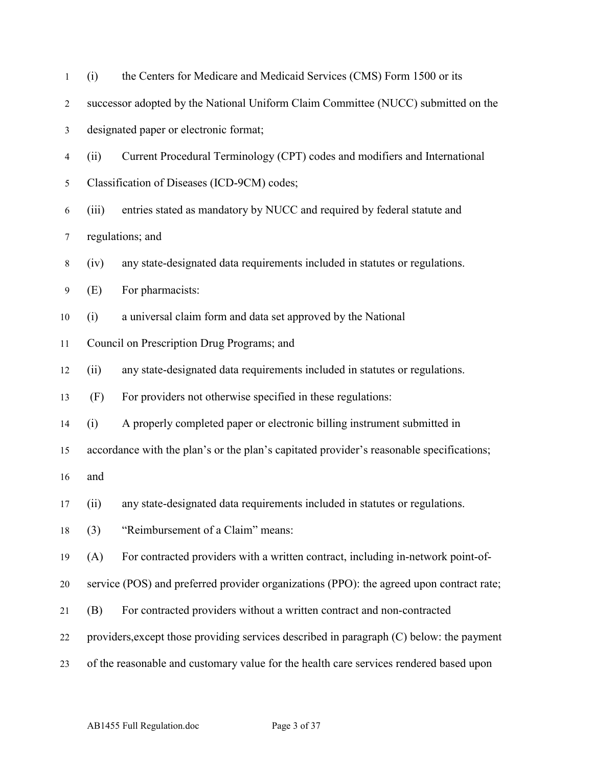(i) the Centers for Medicare and Medicaid Services (CMS) Form 1500 or its successor adopted by the National Uniform Claim Committee (NUCC) submitted on the designated paper or electronic format;

(ii) Current Procedural Terminology (CPT) codes and modifiers and International Classification of Diseases (ICD-9CM) codes;

(iii) entries stated as mandatory by NUCC and required by federal statute and regulations; and

(iv) any state-designated data requirements included in statutes or regulations.

(E) For pharmacists:

(i) a universal claim form and data set approved by the National Council on Prescription Drug Programs; and

(ii) any state-designated data requirements included in statutes or regulations.

(F) For providers not otherwise specified in these regulations:

(i) A properly completed paper or electronic billing instrument submitted in accordance with the plan's or the plan's capitated provider's reasonable specifications; and

(ii) any state-designated data requirements included in statutes or regulations.

(3) "Reimbursement of a Claim" means:

(A) For contracted providers with a written contract, including in-network point-of-service (POS) and preferred provider organizations (PPO): the agreed upon contract rate;

(B) For contracted providers without a written contract and non-contracted providers,except those providing services described in paragraph (C) below: the payment of the reasonable and customary value for the health care services rendered based upon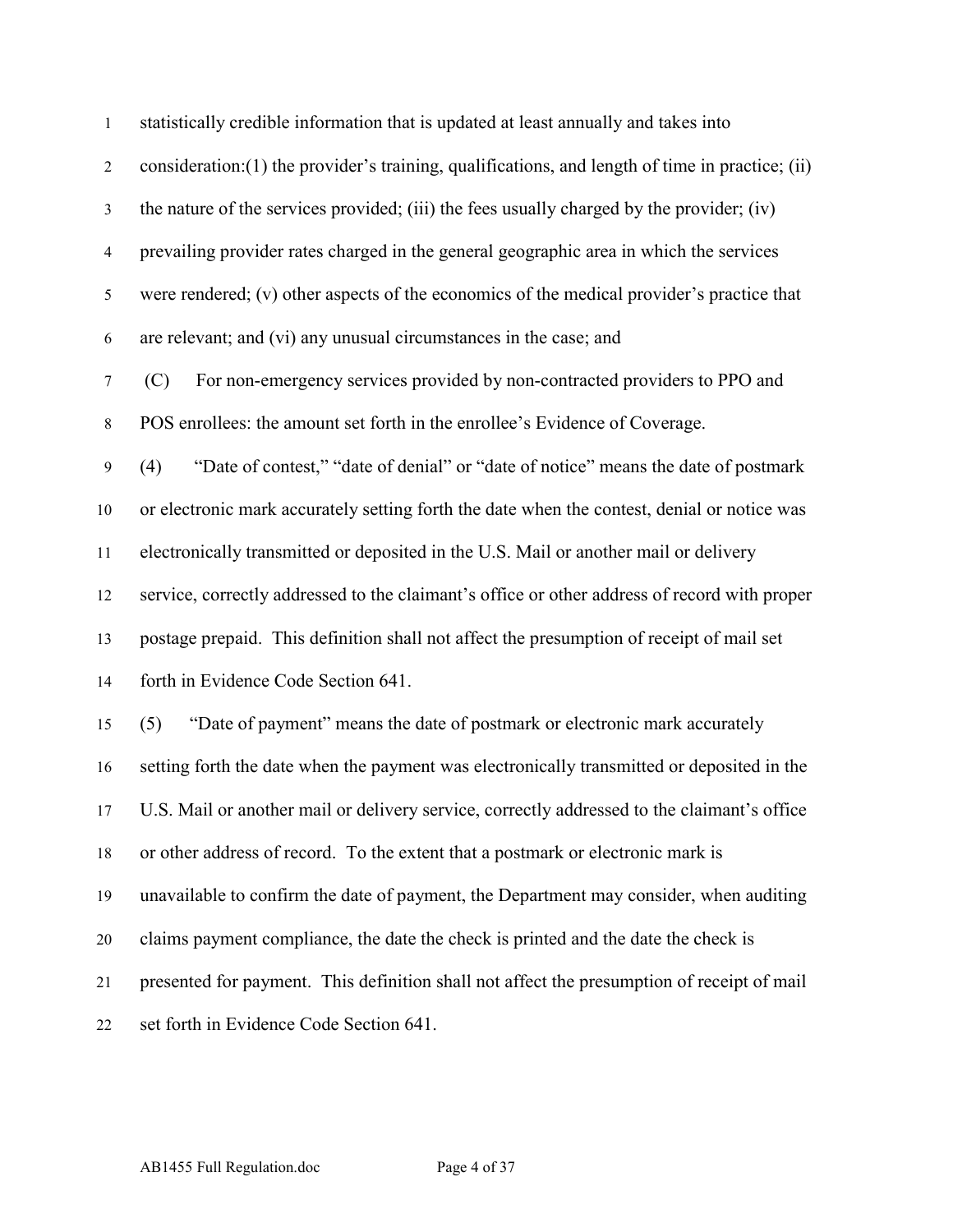statistically credible information that is updated at least annually and takes into consideration:(1) the provider's training, qualifications, and length of time in practice; (ii) the nature of the services provided; (iii) the fees usually charged by the provider; (iv) prevailing provider rates charged in the general geographic area in which the services were rendered; (v) other aspects of the economics of the medical provider's practice that are relevant; and (vi) any unusual circumstances in the case; and

(C) For non-emergency services provided by non-contracted providers to PPO and POS enrollees: the amount set forth in the enrollee's Evidence of Coverage.

(4) "Date of contest," "date of denial" or "date of notice" means the date of postmark or electronic mark accurately setting forth the date when the contest, denial or notice was electronically transmitted or deposited in the U.S. Mail or another mail or delivery service, correctly addressed to the claimant's office or other address of record with proper postage prepaid. This definition shall not affect the presumption of receipt of mail set forth in Evidence Code Section 641.

(5) "Date of payment" means the date of postmark or electronic mark accurately setting forth the date when the payment was electronically transmitted or deposited in the U.S. Mail or another mail or delivery service, correctly addressed to the claimant's office or other address of record. To the extent that a postmark or electronic mark is unavailable to confirm the date of payment, the Department may consider, when auditing claims payment compliance, the date the check is printed and the date the check is presented for payment. This definition shall not affect the presumption of receipt of mail set forth in Evidence Code Section 641.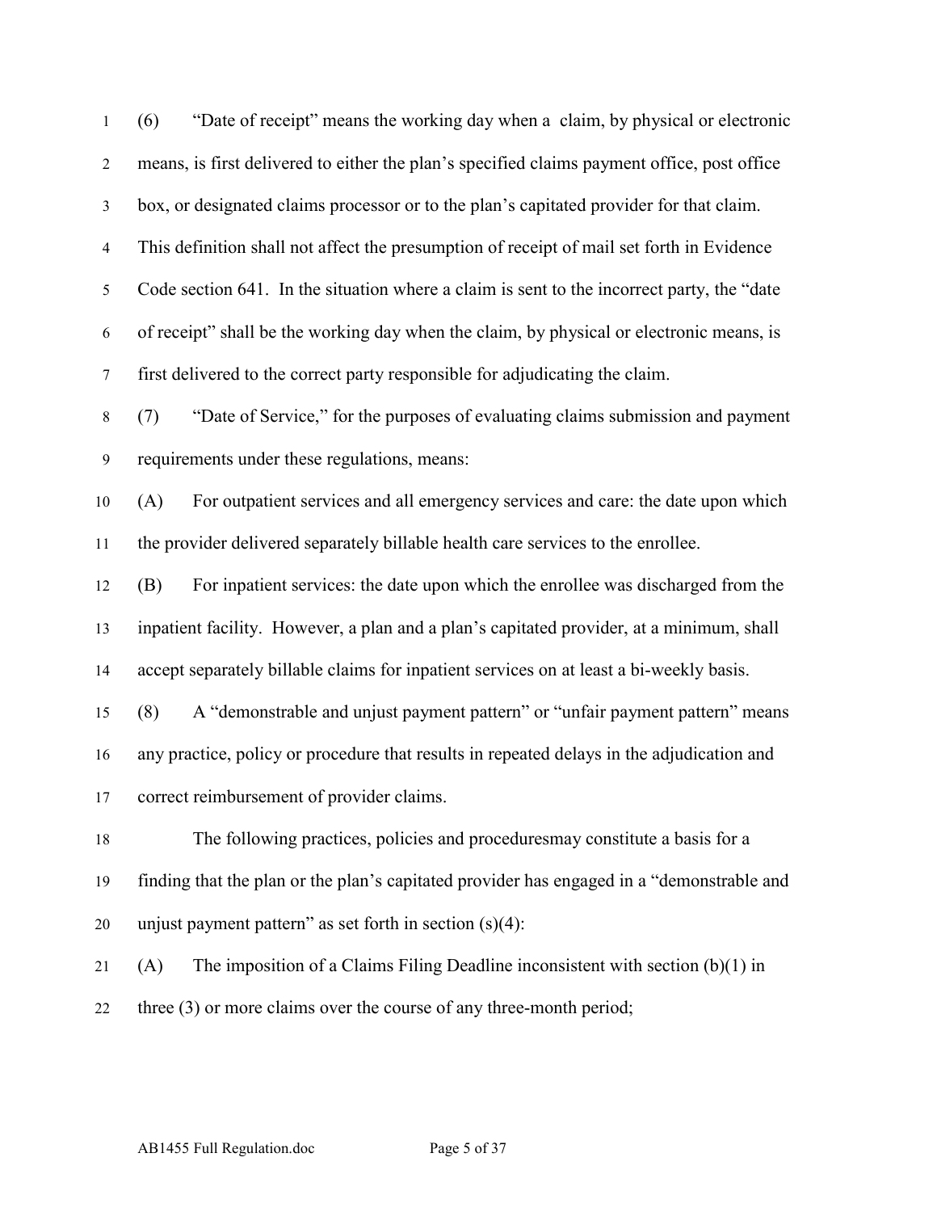(6) "Date of receipt" means the working day when a claim, by physical or electronic means, is first delivered to either the plan's specified claims payment office, post office box, or designated claims processor or to the plan's capitated provider for that claim. This definition shall not affect the presumption of receipt of mail set forth in Evidence Code section 641. In the situation where a claim is sent to the incorrect party, the "date of receipt" shall be the working day when the claim, by physical or electronic means, is first delivered to the correct party responsible for adjudicating the claim.

(7) "Date of Service," for the purposes of evaluating claims submission and payment requirements under these regulations, means:

(A) For outpatient services and all emergency services and care: the date upon which the provider delivered separately billable health care services to the enrollee.

(B) For inpatient services: the date upon which the enrollee was discharged from the inpatient facility. However, a plan and a plan's capitated provider, at a minimum, shall accept separately billable claims for inpatient services on at least a bi-weekly basis.

(8) A "demonstrable and unjust payment pattern" or "unfair payment pattern" means any practice, policy or procedure that results in repeated delays in the adjudication and correct reimbursement of provider claims.

The following practices, policies and proceduresmay constitute a basis for a finding that the plan or the plan's capitated provider has engaged in a "demonstrable and unjust payment pattern" as set forth in section (s)(4):

(A) The imposition of a Claims Filing Deadline inconsistent with section (b)(1) in three (3) or more claims over the course of any three-month period;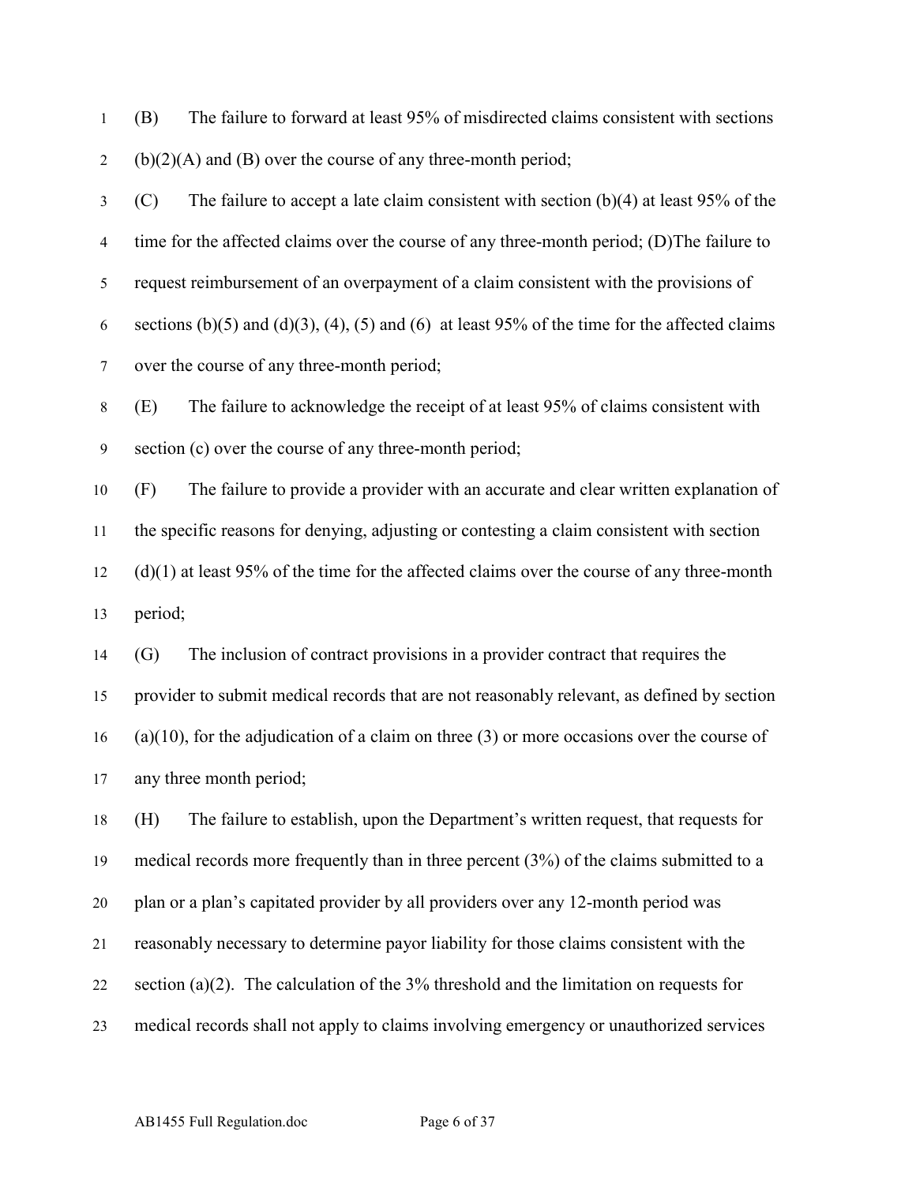(B) The failure to forward at least 95% of misdirected claims consistent with sections (b)(2)(A) and (B) over the course of any three-month period;

(C) The failure to accept a late claim consistent with section (b)(4) at least 95% of the time for the affected claims over the course of any three-month period; (D)The failure to request reimbursement of an overpayment of a claim consistent with the provisions of sections (b)(5) and (d)(3), (4), (5) and (6) at least 95% of the time for the affected claims over the course of any three-month period;

(E) The failure to acknowledge the receipt of at least 95% of claims consistent with section (c) over the course of any three-month period;

(F) The failure to provide a provider with an accurate and clear written explanation of the specific reasons for denying, adjusting or contesting a claim consistent with section (d)(1) at least 95% of the time for the affected claims over the course of any three-month period;

(G) The inclusion of contract provisions in a provider contract that requires the provider to submit medical records that are not reasonably relevant, as defined by section (a)(10), for the adjudication of a claim on three (3) or more occasions over the course of any three month period;

(H) The failure to establish, upon the Department's written request, that requests for medical records more frequently than in three percent (3%) of the claims submitted to a plan or a plan's capitated provider by all providers over any 12-month period was reasonably necessary to determine payor liability for those claims consistent with the section (a)(2). The calculation of the 3% threshold and the limitation on requests for medical records shall not apply to claims involving emergency or unauthorized services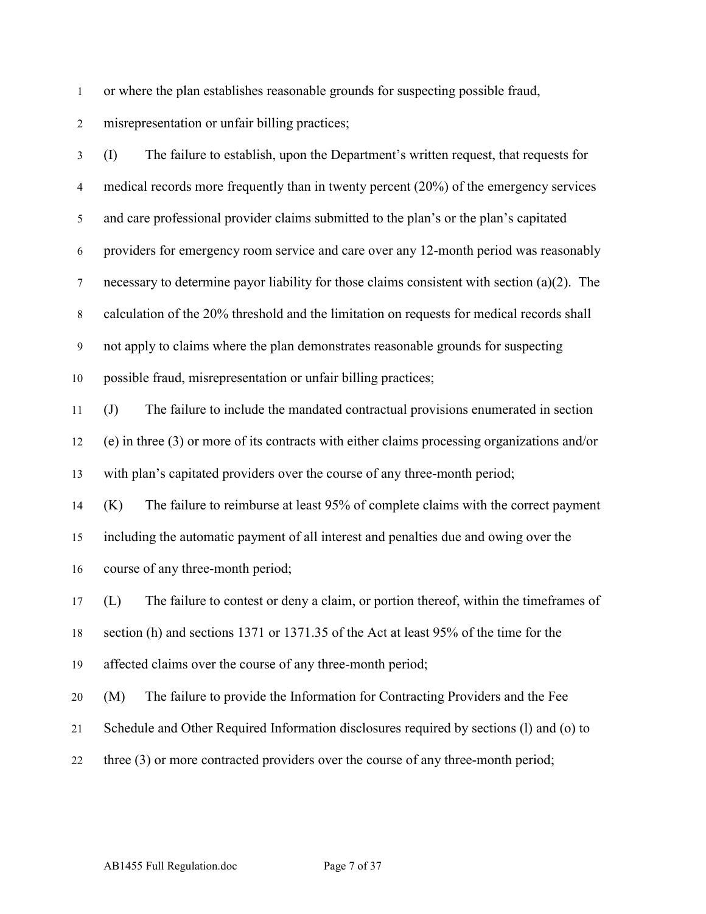or where the plan establishes reasonable grounds for suspecting possible fraud, misrepresentation or unfair billing practices;

(I) The failure to establish, upon the Department's written request, that requests for medical records more frequently than in twenty percent (20%) of the emergency services and care professional provider claims submitted to the plan's or the plan's capitated providers for emergency room service and care over any 12-month period was reasonably necessary to determine payor liability for those claims consistent with section (a)(2). The calculation of the 20% threshold and the limitation on requests for medical records shall not apply to claims where the plan demonstrates reasonable grounds for suspecting possible fraud, misrepresentation or unfair billing practices;

(J) The failure to include the mandated contractual provisions enumerated in section (e) in three (3) or more of its contracts with either claims processing organizations and/or with plan's capitated providers over the course of any three-month period;

(K) The failure to reimburse at least 95% of complete claims with the correct payment including the automatic payment of all interest and penalties due and owing over the course of any three-month period;

(L) The failure to contest or deny a claim, or portion thereof, within the timeframes of section (h) and sections 1371 or 1371.35 of the Act at least 95% of the time for the affected claims over the course of any three-month period;

(M) The failure to provide the Information for Contracting Providers and the Fee Schedule and Other Required Information disclosures required by sections (l) and (o) to three (3) or more contracted providers over the course of any three-month period;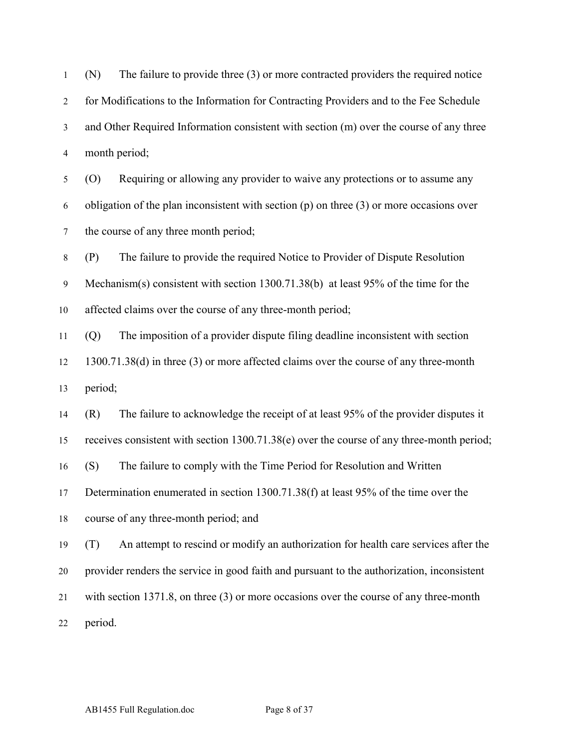(N) The failure to provide three (3) or more contracted providers the required notice for Modifications to the Information for Contracting Providers and to the Fee Schedule and Other Required Information consistent with section (m) over the course of any three month period;

(O) Requiring or allowing any provider to waive any protections or to assume any obligation of the plan inconsistent with section (p) on three (3) or more occasions over the course of any three month period;

(P) The failure to provide the required Notice to Provider of Dispute Resolution Mechanism(s) consistent with section 1300.71.38(b) at least 95% of the time for the affected claims over the course of any three-month period;

(Q) The imposition of a provider dispute filing deadline inconsistent with section 1300.71.38(d) in three (3) or more affected claims over the course of any three-month period;

(R) The failure to acknowledge the receipt of at least 95% of the provider disputes it receives consistent with section 1300.71.38(e) over the course of any three-month period;

(S) The failure to comply with the Time Period for Resolution and Written Determination enumerated in section 1300.71.38(f) at least 95% of the time over the course of any three-month period; and

(T) An attempt to rescind or modify an authorization for health care services after the provider renders the service in good faith and pursuant to the authorization, inconsistent with section 1371.8, on three (3) or more occasions over the course of any three-month period.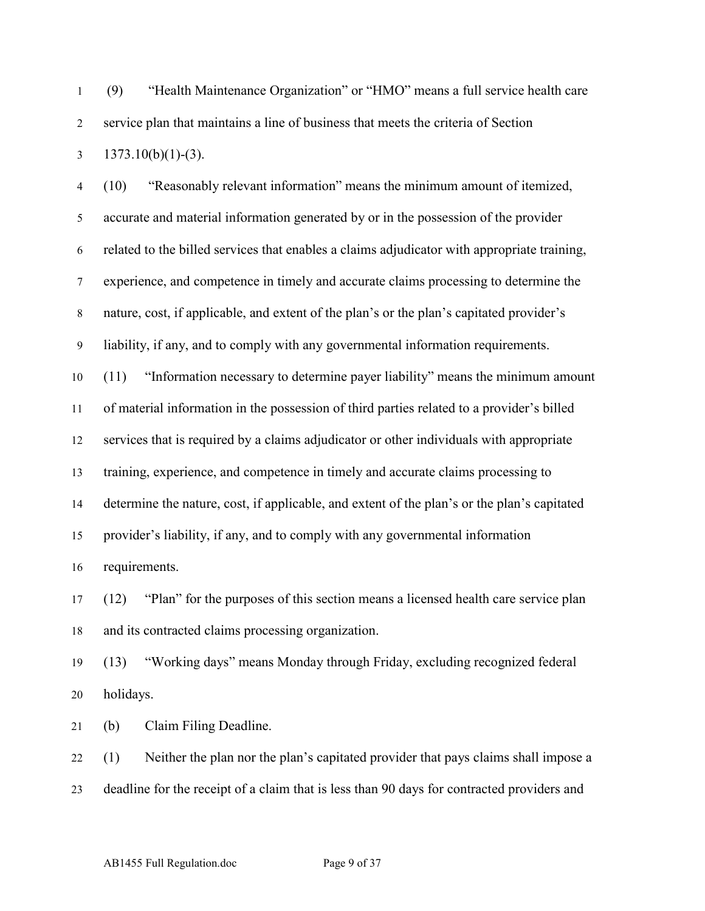(9) "Health Maintenance Organization" or "HMO" means a full service health care service plan that maintains a line of business that meets the criteria of Section 1373.10(b)(1)-(3).

(10) "Reasonably relevant information" means the minimum amount of itemized, accurate and material information generated by or in the possession of the provider related to the billed services that enables a claims adjudicator with appropriate training, experience, and competence in timely and accurate claims processing to determine the nature, cost, if applicable, and extent of the plan's or the plan's capitated provider's liability, if any, and to comply with any governmental information requirements.

(11) "Information necessary to determine payer liability" means the minimum amount of material information in the possession of third parties related to a provider's billed services that is required by a claims adjudicator or other individuals with appropriate training, experience, and competence in timely and accurate claims processing to determine the nature, cost, if applicable, and extent of the plan's or the plan's capitated provider's liability, if any, and to comply with any governmental information requirements.

(12) "Plan" for the purposes of this section means a licensed health care service plan and its contracted claims processing organization.

(13) "Working days" means Monday through Friday, excluding recognized federal holidays.

(b) Claim Filing Deadline.

(1) Neither the plan nor the plan's capitated provider that pays claims shall impose a deadline for the receipt of a claim that is less than 90 days for contracted providers and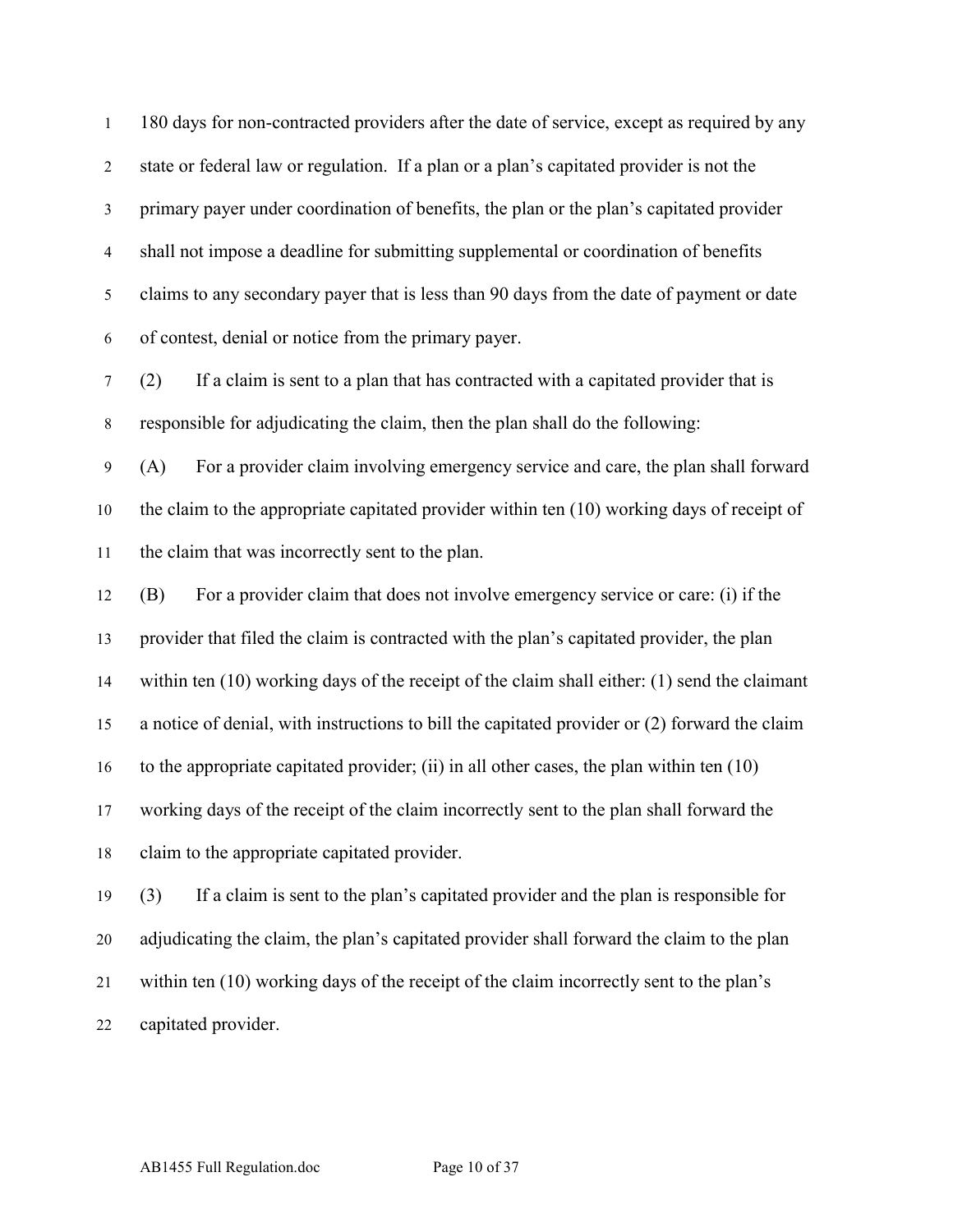180 days for non-contracted providers after the date of service, except as required by any state or federal law or regulation. If a plan or a plan's capitated provider is not the primary payer under coordination of benefits, the plan or the plan's capitated provider shall not impose a deadline for submitting supplemental or coordination of benefits claims to any secondary payer that is less than 90 days from the date of payment or date of contest, denial or notice from the primary payer.

(2) If a claim is sent to a plan that has contracted with a capitated provider that is responsible for adjudicating the claim, then the plan shall do the following:

(A) For a provider claim involving emergency service and care, the plan shall forward the claim to the appropriate capitated provider within ten (10) working days of receipt of the claim that was incorrectly sent to the plan.

(B) For a provider claim that does not involve emergency service or care: (i) if the provider that filed the claim is contracted with the plan's capitated provider, the plan within ten (10) working days of the receipt of the claim shall either: (1) send the claimant a notice of denial, with instructions to bill the capitated provider or (2) forward the claim to the appropriate capitated provider; (ii) in all other cases, the plan within ten (10) working days of the receipt of the claim incorrectly sent to the plan shall forward the claim to the appropriate capitated provider.

(3) If a claim is sent to the plan's capitated provider and the plan is responsible for adjudicating the claim, the plan's capitated provider shall forward the claim to the plan within ten (10) working days of the receipt of the claim incorrectly sent to the plan's capitated provider.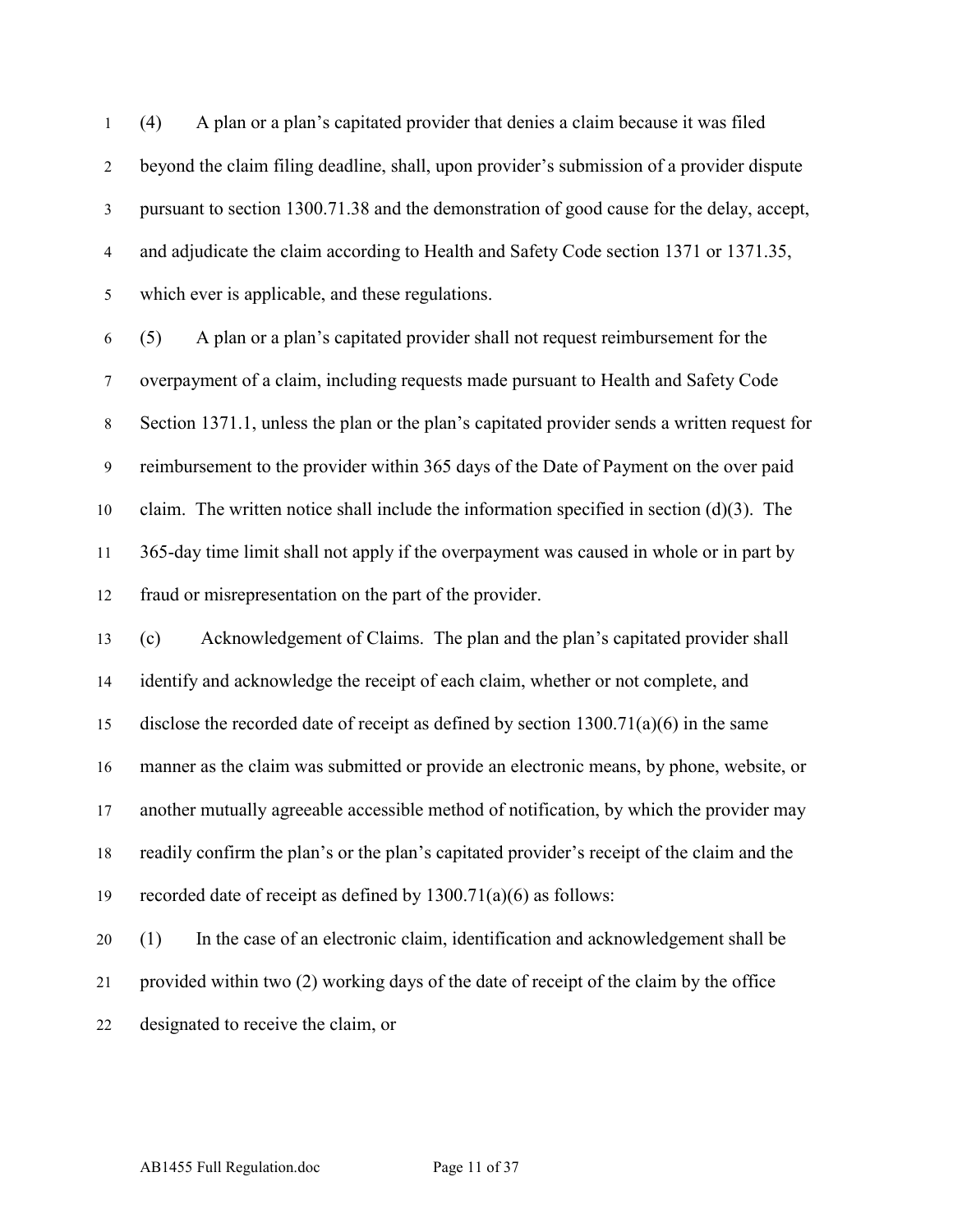(4) A plan or a plan's capitated provider that denies a claim because it was filed beyond the claim filing deadline, shall, upon provider's submission of a provider dispute pursuant to section 1300.71.38 and the demonstration of good cause for the delay, accept, and adjudicate the claim according to Health and Safety Code section 1371 or 1371.35, which ever is applicable, and these regulations.

(5) A plan or a plan's capitated provider shall not request reimbursement for the overpayment of a claim, including requests made pursuant to Health and Safety Code Section 1371.1, unless the plan or the plan's capitated provider sends a written request for reimbursement to the provider within 365 days of the Date of Payment on the over paid claim. The written notice shall include the information specified in section (d)(3). The 365-day time limit shall not apply if the overpayment was caused in whole or in part by fraud or misrepresentation on the part of the provider.

(c) Acknowledgement of Claims. The plan and the plan's capitated provider shall identify and acknowledge the receipt of each claim, whether or not complete, and disclose the recorded date of receipt as defined by section 1300.71(a)(6) in the same manner as the claim was submitted or provide an electronic means, by phone, website, or another mutually agreeable accessible method of notification, by which the provider may readily confirm the plan's or the plan's capitated provider's receipt of the claim and the recorded date of receipt as defined by 1300.71(a)(6) as follows:

(1) In the case of an electronic claim, identification and acknowledgement shall be provided within two (2) working days of the date of receipt of the claim by the office designated to receive the claim, or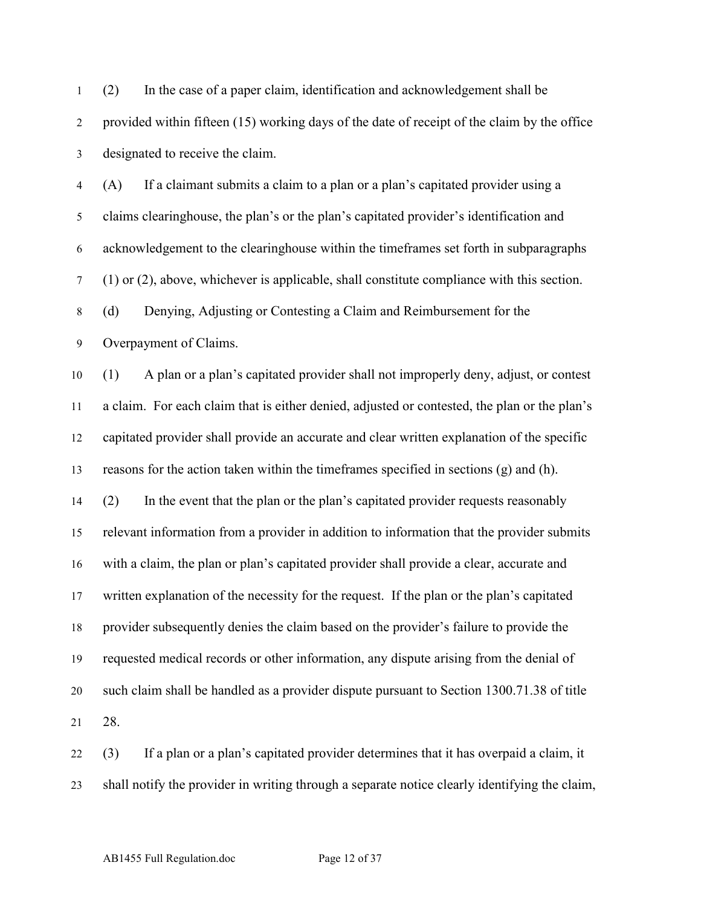(2) In the case of a paper claim, identification and acknowledgement shall be provided within fifteen (15) working days of the date of receipt of the claim by the office designated to receive the claim.

(A) If a claimant submits a claim to a plan or a plan's capitated provider using a claims clearinghouse, the plan's or the plan's capitated provider's identification and acknowledgement to the clearinghouse within the timeframes set forth in subparagraphs (1) or (2), above, whichever is applicable, shall constitute compliance with this section.

(d) Denying, Adjusting or Contesting a Claim and Reimbursement for the Overpayment of Claims.

(1) A plan or a plan's capitated provider shall not improperly deny, adjust, or contest a claim. For each claim that is either denied, adjusted or contested, the plan or the plan's capitated provider shall provide an accurate and clear written explanation of the specific reasons for the action taken within the timeframes specified in sections (g) and (h).

(2) In the event that the plan or the plan's capitated provider requests reasonably relevant information from a provider in addition to information that the provider submits with a claim, the plan or plan's capitated provider shall provide a clear, accurate and written explanation of the necessity for the request. If the plan or the plan's capitated provider subsequently denies the claim based on the provider's failure to provide the requested medical records or other information, any dispute arising from the denial of such claim shall be handled as a provider dispute pursuant to Section 1300.71.38 of title 28.

(3) If a plan or a plan's capitated provider determines that it has overpaid a claim, it shall notify the provider in writing through a separate notice clearly identifying the claim,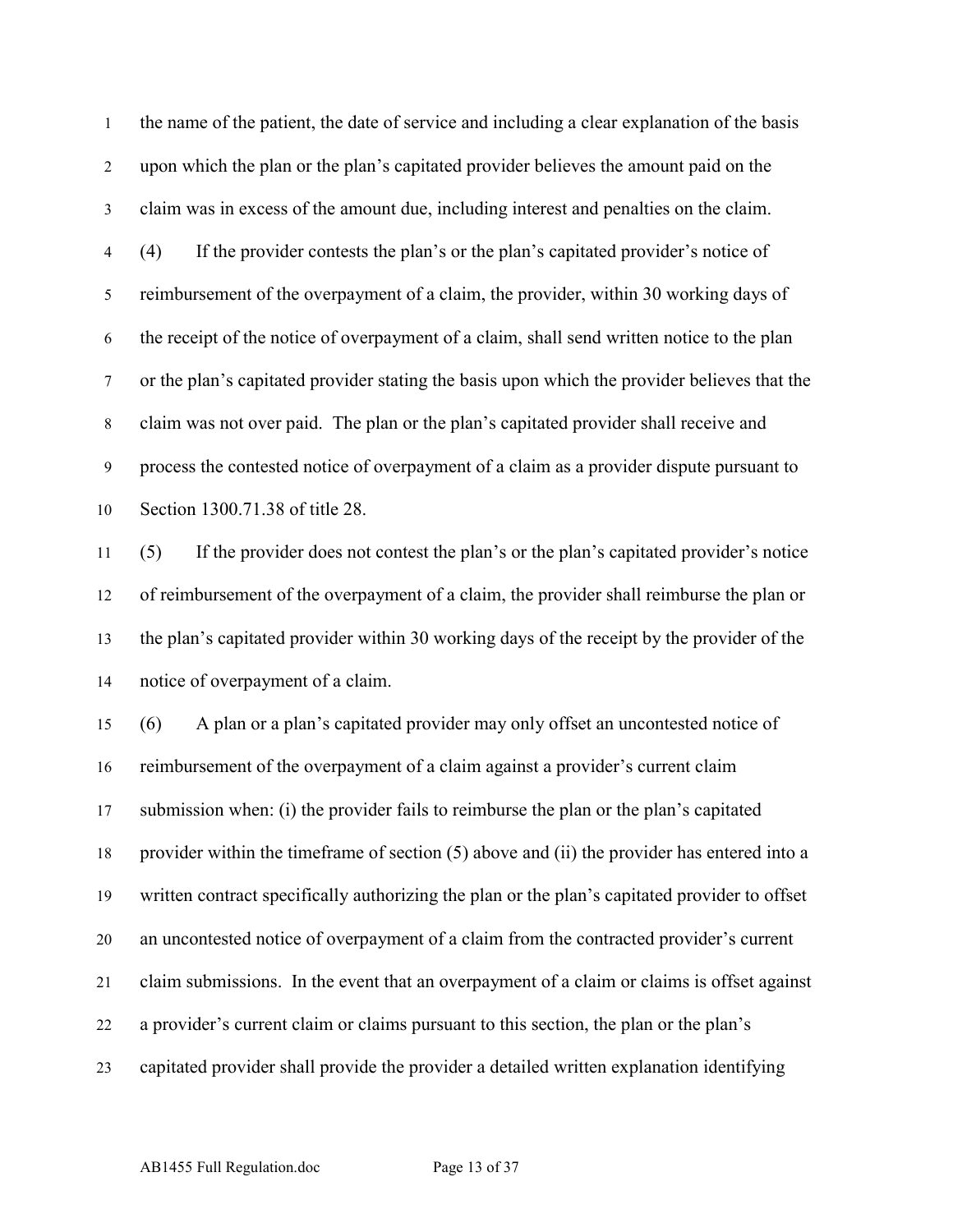the name of the patient, the date of service and including a clear explanation of the basis upon which the plan or the plan's capitated provider believes the amount paid on the claim was in excess of the amount due, including interest and penalties on the claim.

(4) If the provider contests the plan's or the plan's capitated provider's notice of reimbursement of the overpayment of a claim, the provider, within 30 working days of the receipt of the notice of overpayment of a claim, shall send written notice to the plan or the plan's capitated provider stating the basis upon which the provider believes that the claim was not over paid. The plan or the plan's capitated provider shall receive and process the contested notice of overpayment of a claim as a provider dispute pursuant to Section 1300.71.38 of title 28.

(5) If the provider does not contest the plan's or the plan's capitated provider's notice of reimbursement of the overpayment of a claim, the provider shall reimburse the plan or the plan's capitated provider within 30 working days of the receipt by the provider of the notice of overpayment of a claim.

(6) A plan or a plan's capitated provider may only offset an uncontested notice of reimbursement of the overpayment of a claim against a provider's current claim submission when: (i) the provider fails to reimburse the plan or the plan's capitated provider within the timeframe of section (5) above and (ii) the provider has entered into a written contract specifically authorizing the plan or the plan's capitated provider to offset an uncontested notice of overpayment of a claim from the contracted provider's current claim submissions. In the event that an overpayment of a claim or claims is offset against a provider's current claim or claims pursuant to this section, the plan or the plan's capitated provider shall provide the provider a detailed written explanation identifying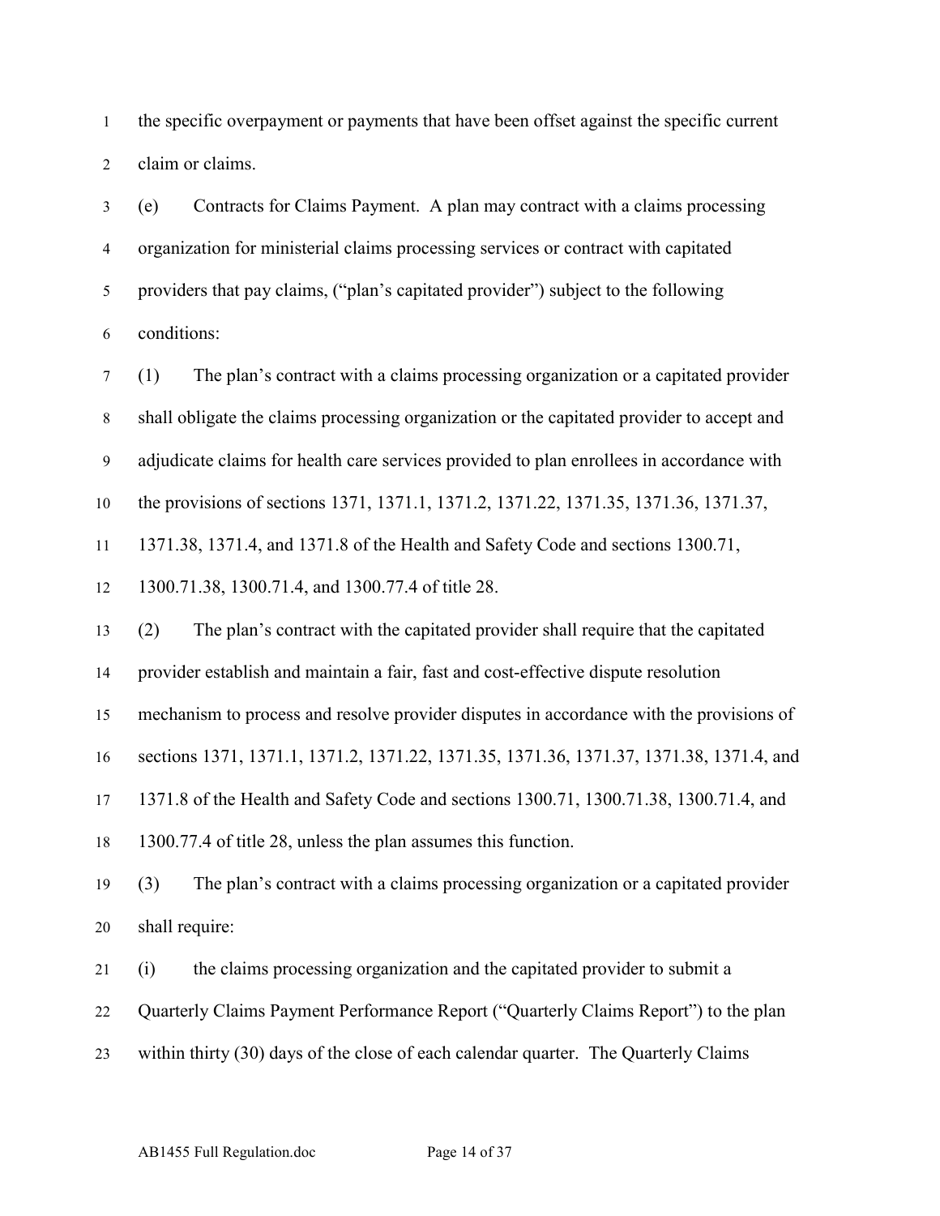the specific overpayment or payments that have been offset against the specific current claim or claims.

(e) Contracts for Claims Payment. A plan may contract with a claims processing organization for ministerial claims processing services or contract with capitated providers that pay claims, ("plan's capitated provider") subject to the following conditions:

(1) The plan's contract with a claims processing organization or a capitated provider shall obligate the claims processing organization or the capitated provider to accept and adjudicate claims for health care services provided to plan enrollees in accordance with the provisions of sections 1371, 1371.1, 1371.2, 1371.22, 1371.35, 1371.36, 1371.37, 1371.38, 1371.4, and 1371.8 of the Health and Safety Code and sections 1300.71, 1300.71.38, 1300.71.4, and 1300.77.4 of title 28.

(2) The plan's contract with the capitated provider shall require that the capitated provider establish and maintain a fair, fast and cost-effective dispute resolution mechanism to process and resolve provider disputes in accordance with the provisions of sections 1371, 1371.1, 1371.2, 1371.22, 1371.35, 1371.36, 1371.37, 1371.38, 1371.4, and 1371.8 of the Health and Safety Code and sections 1300.71, 1300.71.38, 1300.71.4, and 1300.77.4 of title 28, unless the plan assumes this function.

(3) The plan's contract with a claims processing organization or a capitated provider shall require:

(i) the claims processing organization and the capitated provider to submit a Quarterly Claims Payment Performance Report ("Quarterly Claims Report") to the plan within thirty (30) days of the close of each calendar quarter. The Quarterly Claims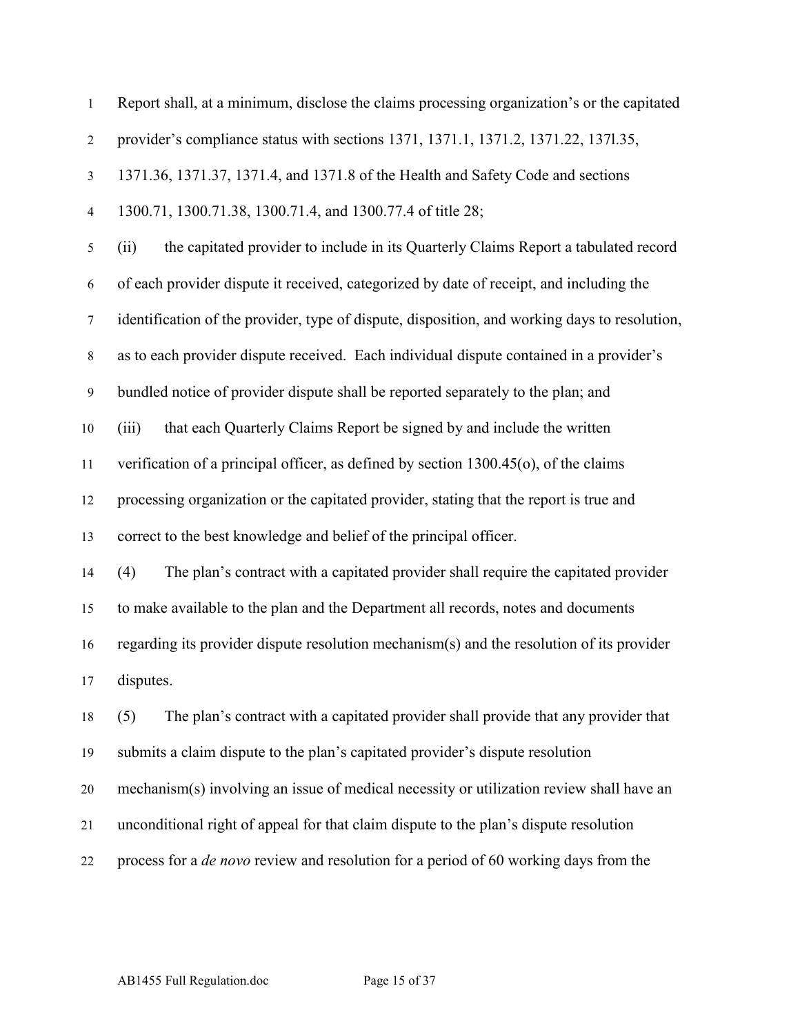Report shall, at a minimum, disclose the claims processing organization's or the capitated provider's compliance status with sections 1371, 1371.1, 1371.2, 1371.22, 137l.35, 1371.36, 1371.37, 1371.4, and 1371.8 of the Health and Safety Code and sections 1300.71, 1300.71.38, 1300.71.4, and 1300.77.4 of title 28;

(ii) the capitated provider to include in its Quarterly Claims Report a tabulated record of each provider dispute it received, categorized by date of receipt, and including the identification of the provider, type of dispute, disposition, and working days to resolution, as to each provider dispute received. Each individual dispute contained in a provider's bundled notice of provider dispute shall be reported separately to the plan; and

(iii) that each Quarterly Claims Report be signed by and include the written verification of a principal officer, as defined by section 1300.45(o), of the claims processing organization or the capitated provider, stating that the report is true and correct to the best knowledge and belief of the principal officer.

(4) The plan's contract with a capitated provider shall require the capitated provider to make available to the plan and the Department all records, notes and documents regarding its provider dispute resolution mechanism(s) and the resolution of its provider disputes.

(5) The plan's contract with a capitated provider shall provide that any provider that submits a claim dispute to the plan's capitated provider's dispute resolution mechanism(s) involving an issue of medical necessity or utilization review shall have an unconditional right of appeal for that claim dispute to the plan's dispute resolution process for a *de novo* review and resolution for a period of 60 working days from the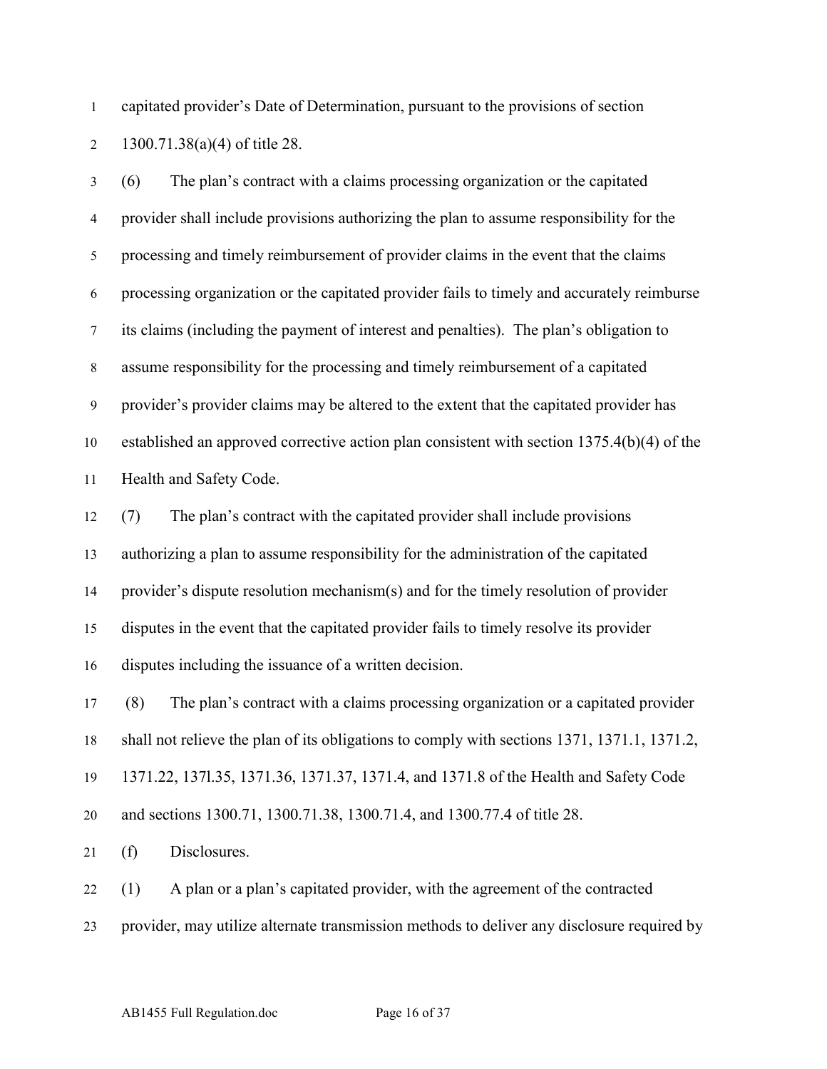capitated provider's Date of Determination, pursuant to the provisions of section 1300.71.38(a)(4) of title 28.

(6) The plan's contract with a claims processing organization or the capitated provider shall include provisions authorizing the plan to assume responsibility for the processing and timely reimbursement of provider claims in the event that the claims processing organization or the capitated provider fails to timely and accurately reimburse its claims (including the payment of interest and penalties). The plan's obligation to assume responsibility for the processing and timely reimbursement of a capitated provider's provider claims may be altered to the extent that the capitated provider has established an approved corrective action plan consistent with section 1375.4(b)(4) of the Health and Safety Code.

(7) The plan's contract with the capitated provider shall include provisions authorizing a plan to assume responsibility for the administration of the capitated provider's dispute resolution mechanism(s) and for the timely resolution of provider disputes in the event that the capitated provider fails to timely resolve its provider disputes including the issuance of a written decision.

(8) The plan's contract with a claims processing organization or a capitated provider shall not relieve the plan of its obligations to comply with sections 1371, 1371.1, 1371.2, 1371.22, 137l.35, 1371.36, 1371.37, 1371.4, and 1371.8 of the Health and Safety Code and sections 1300.71, 1300.71.38, 1300.71.4, and 1300.77.4 of title 28.

(f) Disclosures.

(1) A plan or a plan's capitated provider, with the agreement of the contracted provider, may utilize alternate transmission methods to deliver any disclosure required by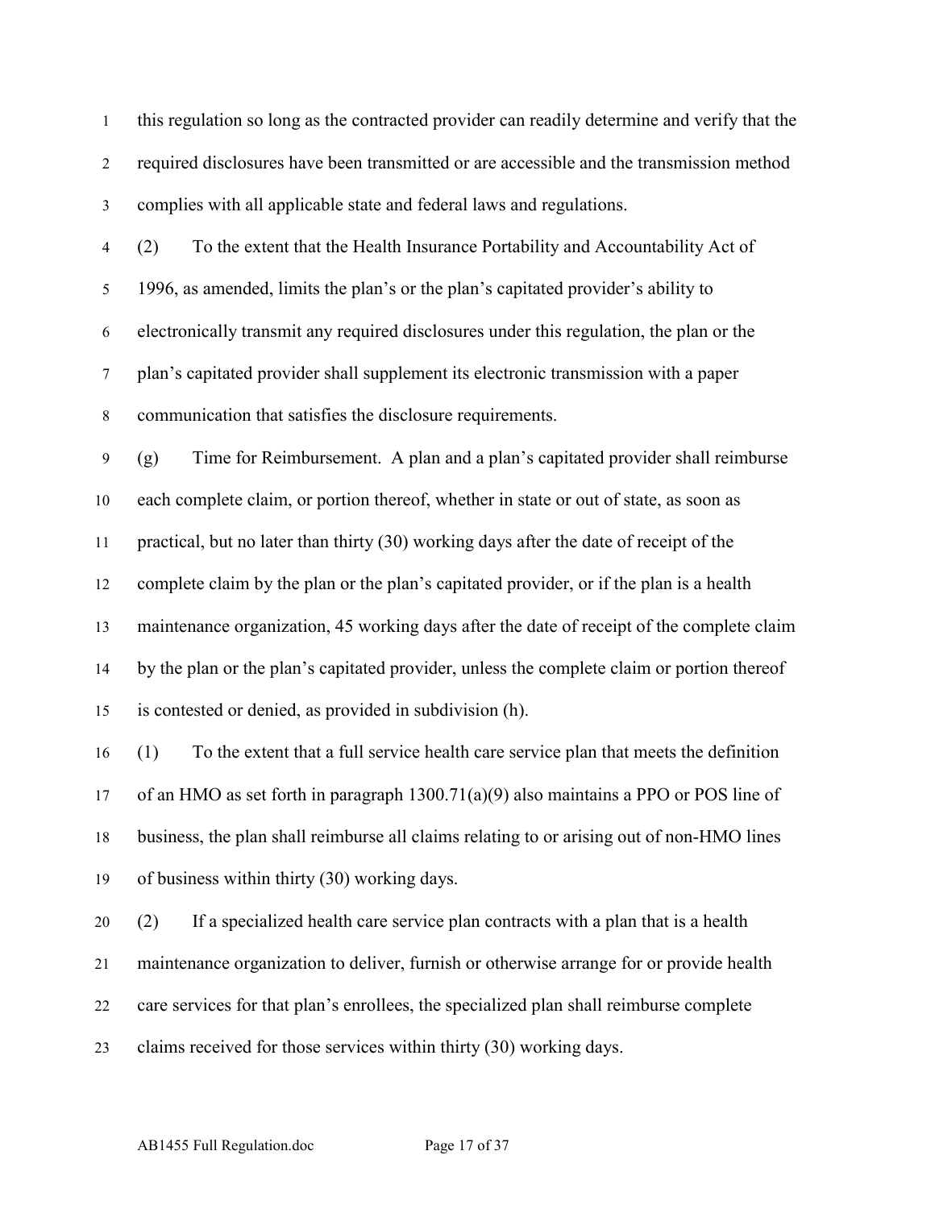this regulation so long as the contracted provider can readily determine and verify that the required disclosures have been transmitted or are accessible and the transmission method complies with all applicable state and federal laws and regulations.

(2) To the extent that the Health Insurance Portability and Accountability Act of 1996, as amended, limits the plan's or the plan's capitated provider's ability to electronically transmit any required disclosures under this regulation, the plan or the plan's capitated provider shall supplement its electronic transmission with a paper communication that satisfies the disclosure requirements.

(g) Time for Reimbursement. A plan and a plan's capitated provider shall reimburse each complete claim, or portion thereof, whether in state or out of state, as soon as practical, but no later than thirty (30) working days after the date of receipt of the complete claim by the plan or the plan's capitated provider, or if the plan is a health maintenance organization, 45 working days after the date of receipt of the complete claim by the plan or the plan's capitated provider, unless the complete claim or portion thereof is contested or denied, as provided in subdivision (h).

(1) To the extent that a full service health care service plan that meets the definition of an HMO as set forth in paragraph 1300.71(a)(9) also maintains a PPO or POS line of business, the plan shall reimburse all claims relating to or arising out of non-HMO lines of business within thirty (30) working days.

(2) If a specialized health care service plan contracts with a plan that is a health maintenance organization to deliver, furnish or otherwise arrange for or provide health care services for that plan's enrollees, the specialized plan shall reimburse complete claims received for those services within thirty (30) working days.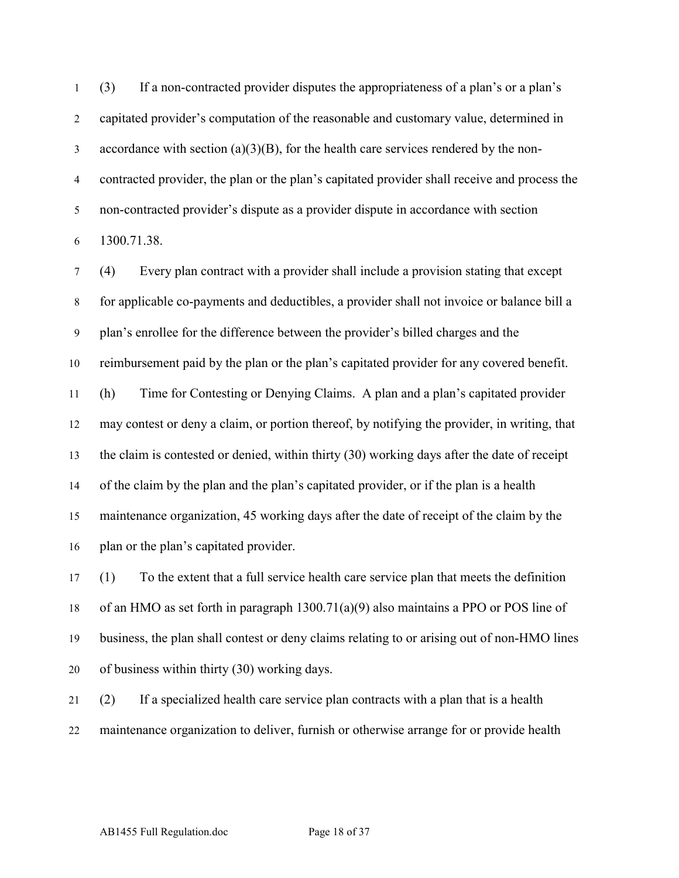(3) If a non-contracted provider disputes the appropriateness of a plan's or a plan's capitated provider's computation of the reasonable and customary value, determined in accordance with section (a)(3)(B), for the health care services rendered by the non-contracted provider, the plan or the plan's capitated provider shall receive and process the non-contracted provider's dispute as a provider dispute in accordance with section 1300.71.38.

(4) Every plan contract with a provider shall include a provision stating that except for applicable co-payments and deductibles, a provider shall not invoice or balance bill a plan's enrollee for the difference between the provider's billed charges and the reimbursement paid by the plan or the plan's capitated provider for any covered benefit.

(h) Time for Contesting or Denying Claims. A plan and a plan's capitated provider may contest or deny a claim, or portion thereof, by notifying the provider, in writing, that the claim is contested or denied, within thirty (30) working days after the date of receipt of the claim by the plan and the plan's capitated provider, or if the plan is a health maintenance organization, 45 working days after the date of receipt of the claim by the plan or the plan's capitated provider.

(1) To the extent that a full service health care service plan that meets the definition of an HMO as set forth in paragraph 1300.71(a)(9) also maintains a PPO or POS line of business, the plan shall contest or deny claims relating to or arising out of non-HMO lines of business within thirty (30) working days.

(2) If a specialized health care service plan contracts with a plan that is a health maintenance organization to deliver, furnish or otherwise arrange for or provide health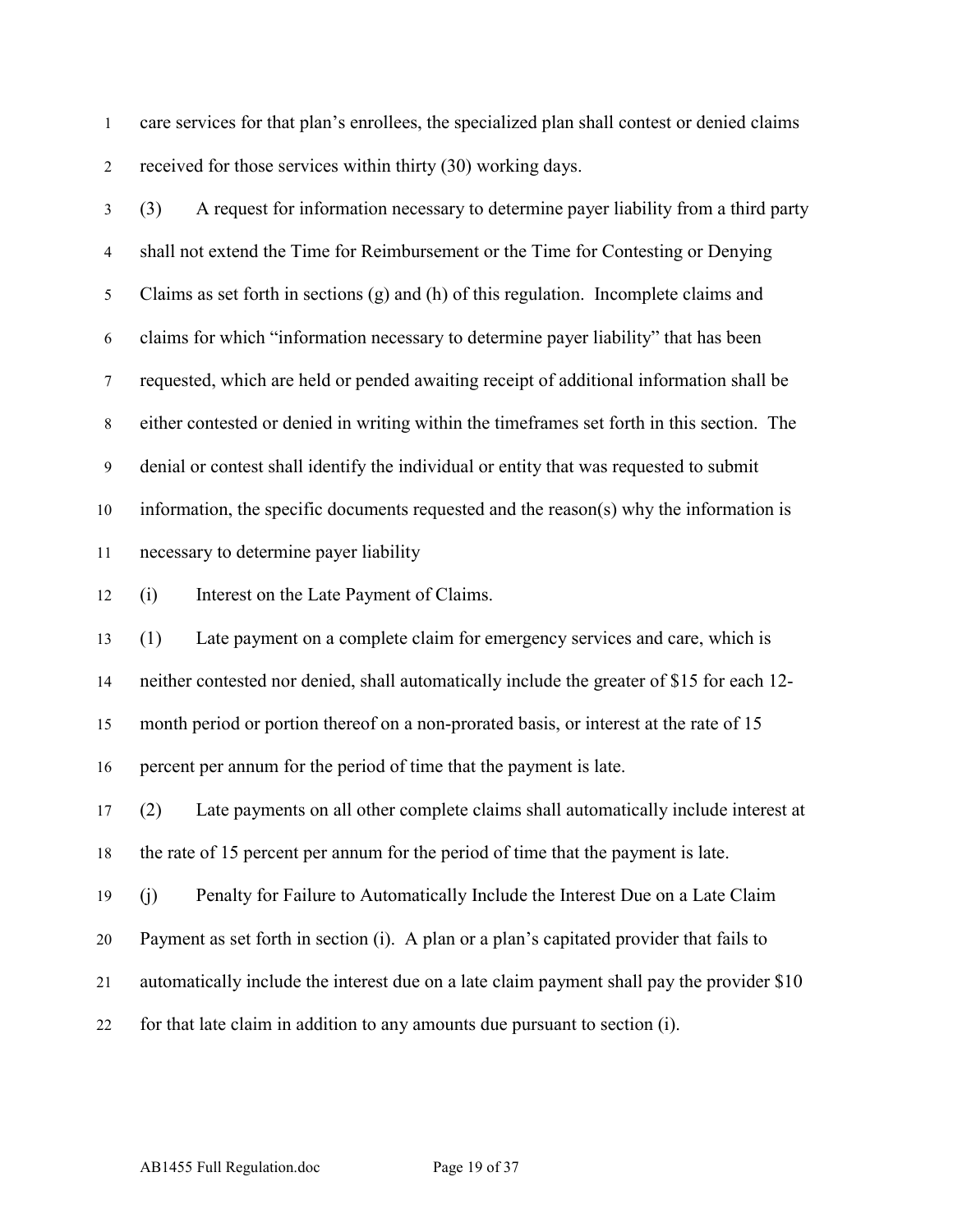care services for that plan's enrollees, the specialized plan shall contest or denied claims received for those services within thirty (30) working days.

(3) A request for information necessary to determine payer liability from a third party shall not extend the Time for Reimbursement or the Time for Contesting or Denying Claims as set forth in sections (g) and (h) of this regulation. Incomplete claims and claims for which "information necessary to determine payer liability" that has been requested, which are held or pended awaiting receipt of additional information shall be either contested or denied in writing within the timeframes set forth in this section. The denial or contest shall identify the individual or entity that was requested to submit information, the specific documents requested and the reason(s) why the information is necessary to determine payer liability

(i) Interest on the Late Payment of Claims.

(1) Late payment on a complete claim for emergency services and care, which is neither contested nor denied, shall automatically include the greater of $15 for each 12-month period or portion thereof on a non-prorated basis, or interest at the rate of 15 percent per annum for the period of time that the payment is late.

(2) Late payments on all other complete claims shall automatically include interest at the rate of 15 percent per annum for the period of time that the payment is late.

(j) Penalty for Failure to Automatically Include the Interest Due on a Late Claim Payment as set forth in section (i). A plan or a plan's capitated provider that fails to automatically include the interest due on a late claim payment shall pay the provider $10 for that late claim in addition to any amounts due pursuant to section (i).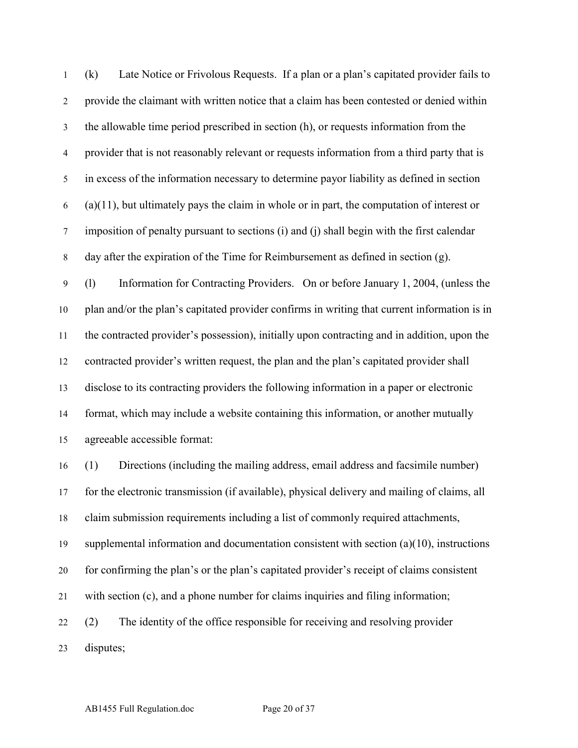(k) Late Notice or Frivolous Requests. If a plan or a plan's capitated provider fails to provide the claimant with written notice that a claim has been contested or denied within the allowable time period prescribed in section (h), or requests information from the provider that is not reasonably relevant or requests information from a third party that is in excess of the information necessary to determine payor liability as defined in section (a)(11), but ultimately pays the claim in whole or in part, the computation of interest or imposition of penalty pursuant to sections (i) and (j) shall begin with the first calendar day after the expiration of the Time for Reimbursement as defined in section (g).

(l) Information for Contracting Providers. On or before January 1, 2004, (unless the plan and/or the plan's capitated provider confirms in writing that current information is in the contracted provider's possession), initially upon contracting and in addition, upon the contracted provider's written request, the plan and the plan's capitated provider shall disclose to its contracting providers the following information in a paper or electronic format, which may include a website containing this information, or another mutually agreeable accessible format:

(1) Directions (including the mailing address, email address and facsimile number) for the electronic transmission (if available), physical delivery and mailing of claims, all claim submission requirements including a list of commonly required attachments, supplemental information and documentation consistent with section (a)(10), instructions for confirming the plan's or the plan's capitated provider's receipt of claims consistent with section (c), and a phone number for claims inquiries and filing information;

(2) The identity of the office responsible for receiving and resolving provider disputes;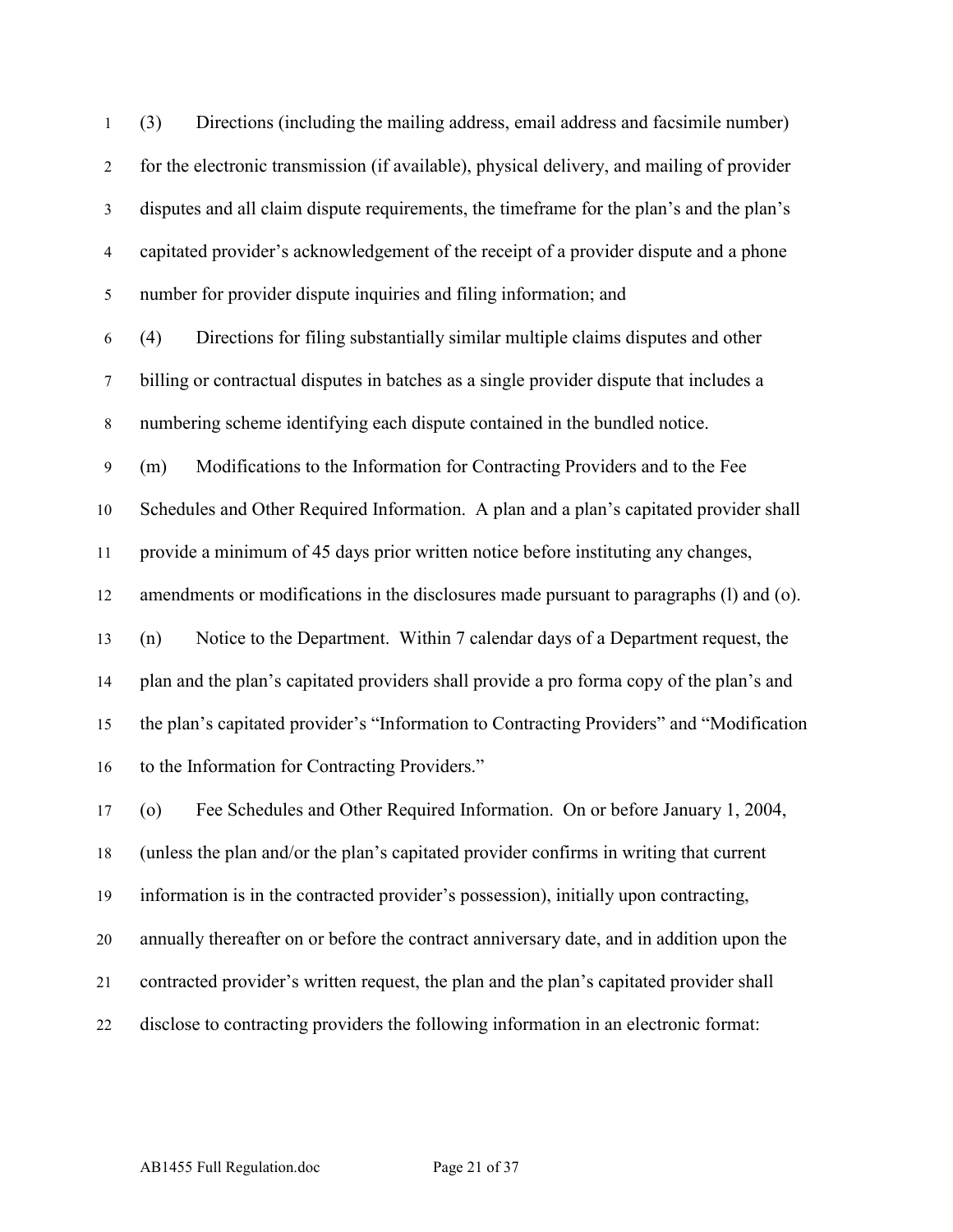(3) Directions (including the mailing address, email address and facsimile number) for the electronic transmission (if available), physical delivery, and mailing of provider disputes and all claim dispute requirements, the timeframe for the plan's and the plan's capitated provider's acknowledgement of the receipt of a provider dispute and a phone number for provider dispute inquiries and filing information; and

(4) Directions for filing substantially similar multiple claims disputes and other billing or contractual disputes in batches as a single provider dispute that includes a numbering scheme identifying each dispute contained in the bundled notice.

(m) Modifications to the Information for Contracting Providers and to the Fee Schedules and Other Required Information. A plan and a plan's capitated provider shall provide a minimum of 45 days prior written notice before instituting any changes, amendments or modifications in the disclosures made pursuant to paragraphs (l) and (o).

(n) Notice to the Department. Within 7 calendar days of a Department request, the plan and the plan's capitated providers shall provide a pro forma copy of the plan's and the plan's capitated provider's "Information to Contracting Providers" and "Modification to the Information for Contracting Providers."

(o) Fee Schedules and Other Required Information. On or before January 1, 2004, (unless the plan and/or the plan's capitated provider confirms in writing that current information is in the contracted provider's possession), initially upon contracting, annually thereafter on or before the contract anniversary date, and in addition upon the contracted provider's written request, the plan and the plan's capitated provider shall disclose to contracting providers the following information in an electronic format: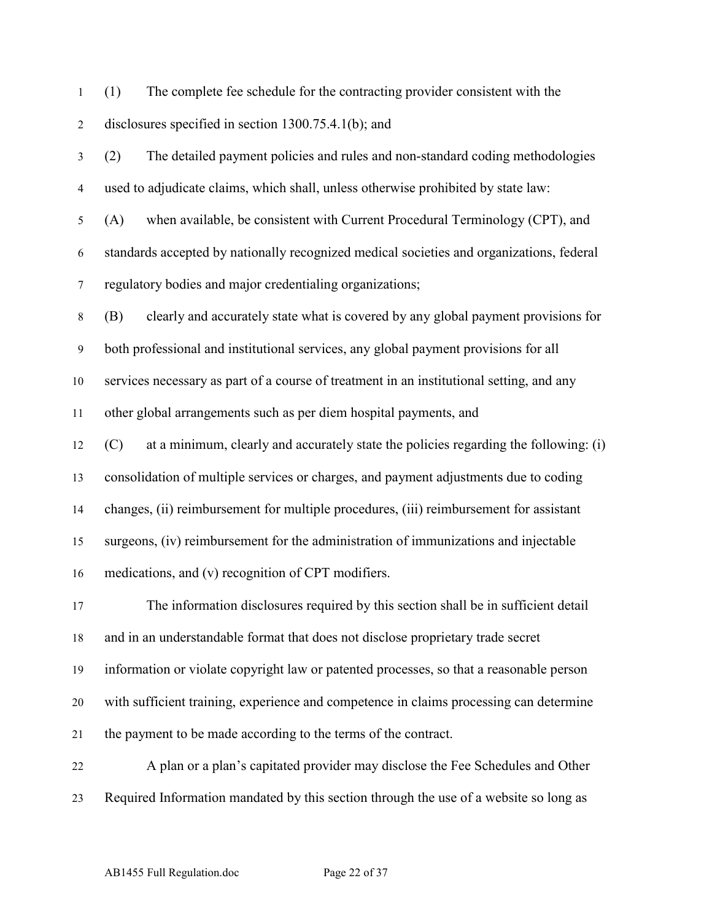(1) The complete fee schedule for the contracting provider consistent with the disclosures specified in section 1300.75.4.1(b); and

(2) The detailed payment policies and rules and non-standard coding methodologies used to adjudicate claims, which shall, unless otherwise prohibited by state law:

(A) when available, be consistent with Current Procedural Terminology (CPT), and standards accepted by nationally recognized medical societies and organizations, federal regulatory bodies and major credentialing organizations;

(B) clearly and accurately state what is covered by any global payment provisions for both professional and institutional services, any global payment provisions for all services necessary as part of a course of treatment in an institutional setting, and any other global arrangements such as per diem hospital payments, and

(C) at a minimum, clearly and accurately state the policies regarding the following: (i) consolidation of multiple services or charges, and payment adjustments due to coding changes, (ii) reimbursement for multiple procedures, (iii) reimbursement for assistant surgeons, (iv) reimbursement for the administration of immunizations and injectable medications, and (v) recognition of CPT modifiers.

The information disclosures required by this section shall be in sufficient detail and in an understandable format that does not disclose proprietary trade secret information or violate copyright law or patented processes, so that a reasonable person with sufficient training, experience and competence in claims processing can determine the payment to be made according to the terms of the contract.

A plan or a plan's capitated provider may disclose the Fee Schedules and Other Required Information mandated by this section through the use of a website so long as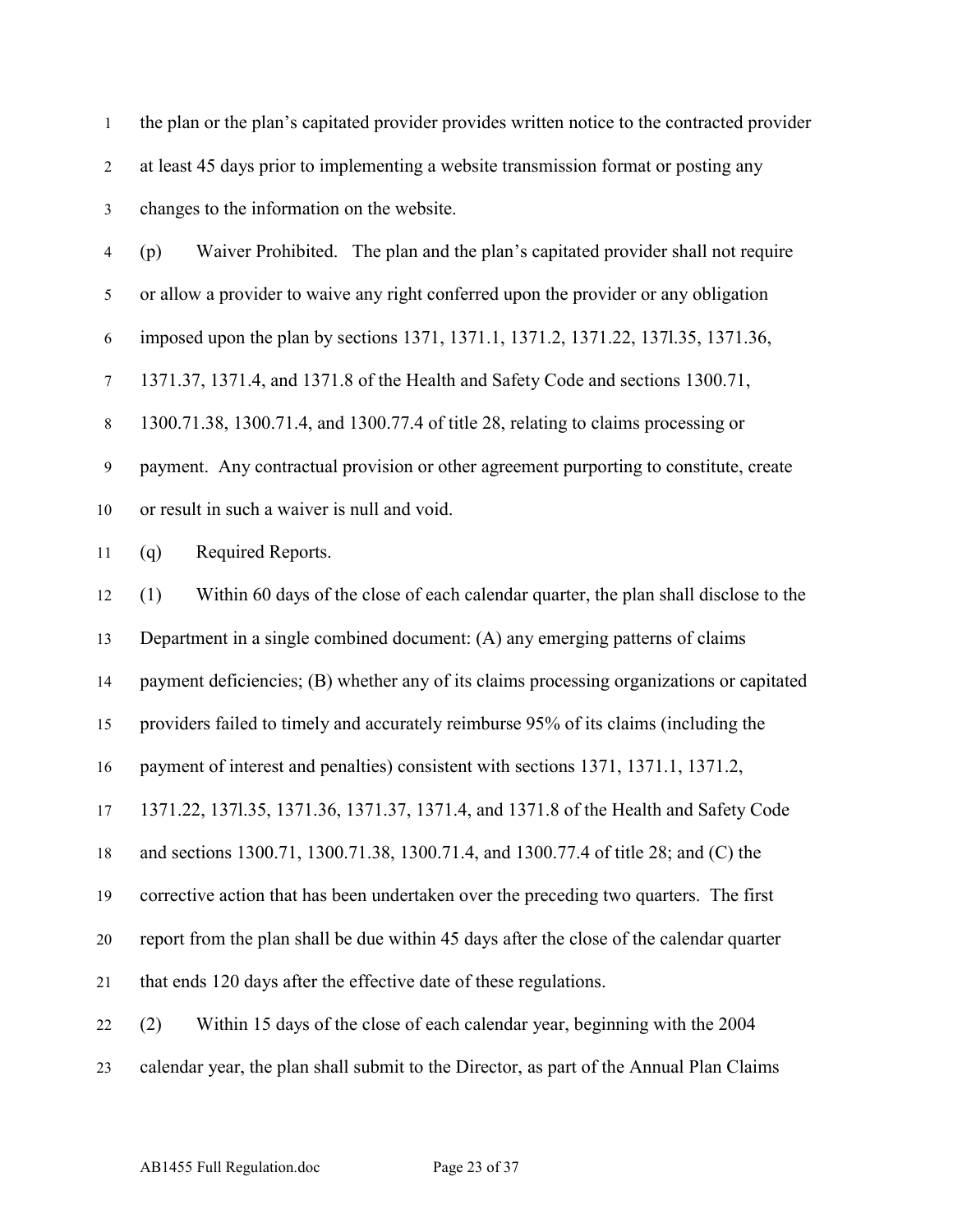the plan or the plan's capitated provider provides written notice to the contracted provider at least 45 days prior to implementing a website transmission format or posting any changes to the information on the website.

(p) Waiver Prohibited. The plan and the plan's capitated provider shall not require or allow a provider to waive any right conferred upon the provider or any obligation imposed upon the plan by sections 1371, 1371.1, 1371.2, 1371.22, 137l.35, 1371.36, 1371.37, 1371.4, and 1371.8 of the Health and Safety Code and sections 1300.71, 1300.71.38, 1300.71.4, and 1300.77.4 of title 28, relating to claims processing or payment. Any contractual provision or other agreement purporting to constitute, create or result in such a waiver is null and void.

(q) Required Reports.

(1) Within 60 days of the close of each calendar quarter, the plan shall disclose to the Department in a single combined document: (A) any emerging patterns of claims payment deficiencies; (B) whether any of its claims processing organizations or capitated providers failed to timely and accurately reimburse 95% of its claims (including the payment of interest and penalties) consistent with sections 1371, 1371.1, 1371.2, 1371.22, 137l.35, 1371.36, 1371.37, 1371.4, and 1371.8 of the Health and Safety Code and sections 1300.71, 1300.71.38, 1300.71.4, and 1300.77.4 of title 28; and (C) the corrective action that has been undertaken over the preceding two quarters. The first report from the plan shall be due within 45 days after the close of the calendar quarter that ends 120 days after the effective date of these regulations.

(2) Within 15 days of the close of each calendar year, beginning with the 2004 calendar year, the plan shall submit to the Director, as part of the Annual Plan Claims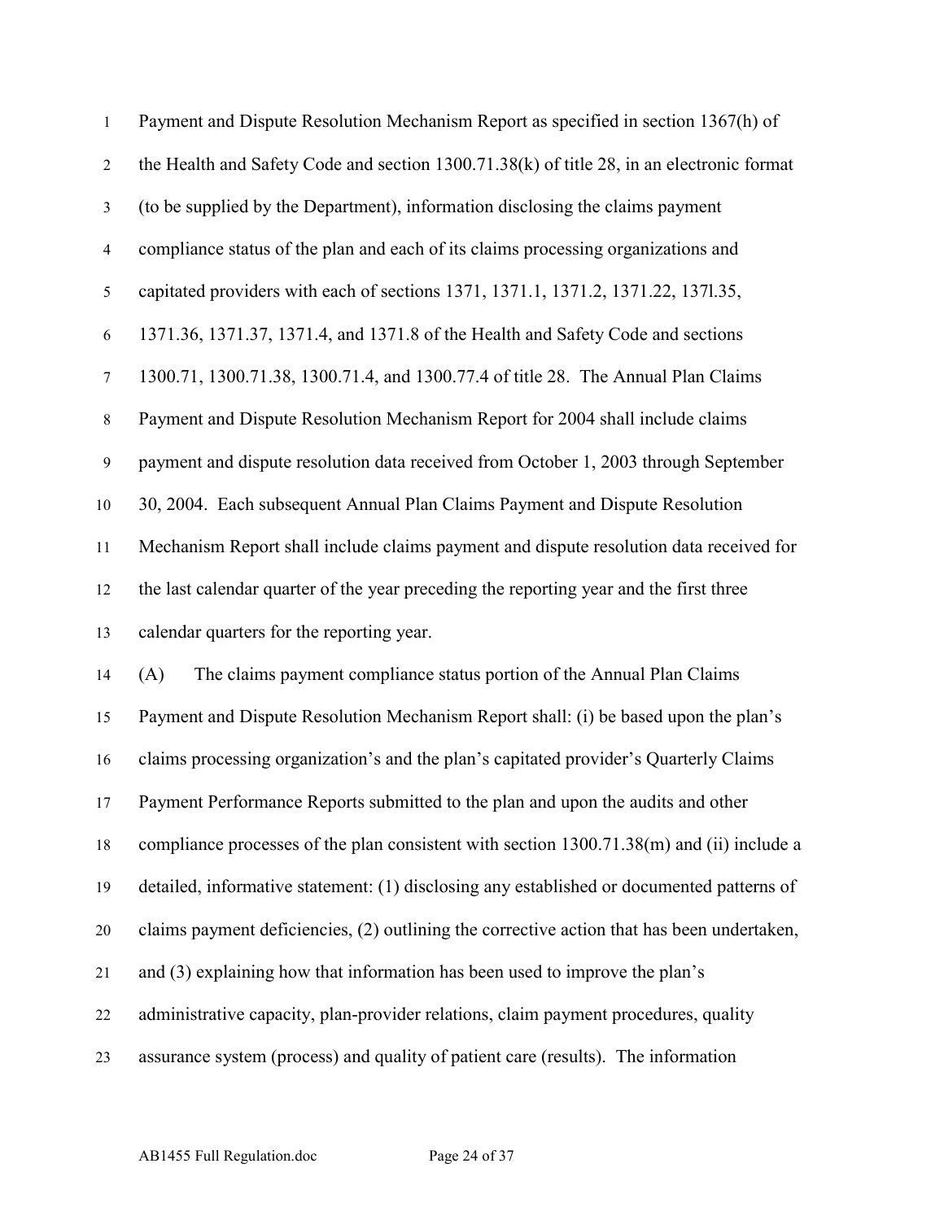Payment and Dispute Resolution Mechanism Report as specified in section 1367(h) of the Health and Safety Code and section 1300.71.38(k) of title 28, in an electronic format (to be supplied by the Department), information disclosing the claims payment compliance status of the plan and each of its claims processing organizations and capitated providers with each of sections 1371, 1371.1, 1371.2, 1371.22, 137l.35, 1371.36, 1371.37, 1371.4, and 1371.8 of the Health and Safety Code and sections 1300.71, 1300.71.38, 1300.71.4, and 1300.77.4 of title 28. The Annual Plan Claims Payment and Dispute Resolution Mechanism Report for 2004 shall include claims payment and dispute resolution data received from October 1, 2003 through September 30, 2004. Each subsequent Annual Plan Claims Payment and Dispute Resolution Mechanism Report shall include claims payment and dispute resolution data received for the last calendar quarter of the year preceding the reporting year and the first three calendar quarters for the reporting year.

(A) The claims payment compliance status portion of the Annual Plan Claims Payment and Dispute Resolution Mechanism Report shall: (i) be based upon the plan's claims processing organization's and the plan's capitated provider's Quarterly Claims Payment Performance Reports submitted to the plan and upon the audits and other compliance processes of the plan consistent with section 1300.71.38(m) and (ii) include a detailed, informative statement: (1) disclosing any established or documented patterns of claims payment deficiencies, (2) outlining the corrective action that has been undertaken, and (3) explaining how that information has been used to improve the plan's administrative capacity, plan-provider relations, claim payment procedures, quality assurance system (process) and quality of patient care (results). The information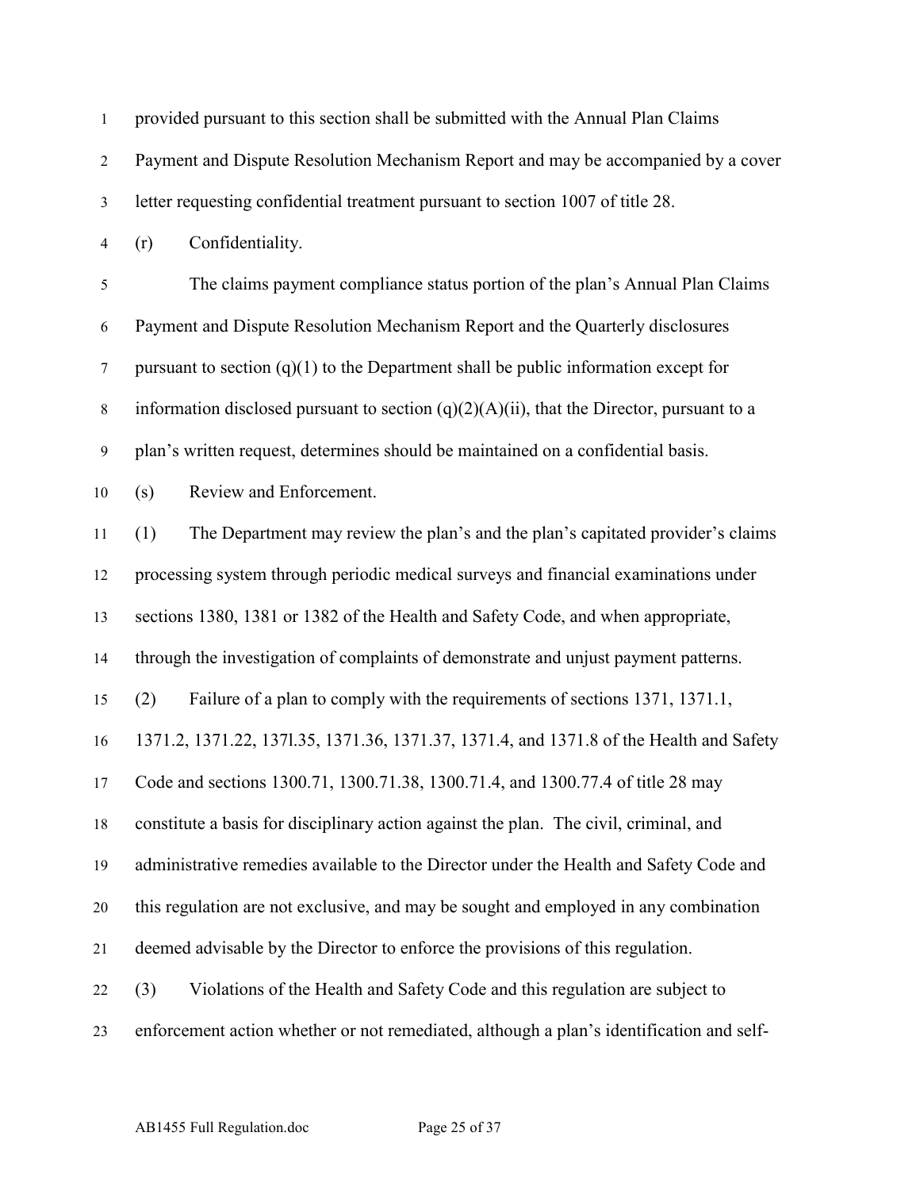provided pursuant to this section shall be submitted with the Annual Plan Claims Payment and Dispute Resolution Mechanism Report and may be accompanied by a cover letter requesting confidential treatment pursuant to section 1007 of title 28.

(r) Confidentiality.

The claims payment compliance status portion of the plan's Annual Plan Claims Payment and Dispute Resolution Mechanism Report and the Quarterly disclosures pursuant to section (q)(1) to the Department shall be public information except for information disclosed pursuant to section (q)(2)(A)(ii), that the Director, pursuant to a plan's written request, determines should be maintained on a confidential basis.

(s) Review and Enforcement.

(1) The Department may review the plan's and the plan's capitated provider's claims processing system through periodic medical surveys and financial examinations under sections 1380, 1381 or 1382 of the Health and Safety Code, and when appropriate, through the investigation of complaints of demonstrate and unjust payment patterns.

(2) Failure of a plan to comply with the requirements of sections 1371, 1371.1, 1371.2, 1371.22, 137l.35, 1371.36, 1371.37, 1371.4, and 1371.8 of the Health and Safety Code and sections 1300.71, 1300.71.38, 1300.71.4, and 1300.77.4 of title 28 may constitute a basis for disciplinary action against the plan. The civil, criminal, and administrative remedies available to the Director under the Health and Safety Code and this regulation are not exclusive, and may be sought and employed in any combination deemed advisable by the Director to enforce the provisions of this regulation.

(3) Violations of the Health and Safety Code and this regulation are subject to enforcement action whether or not remediated, although a plan's identification and self-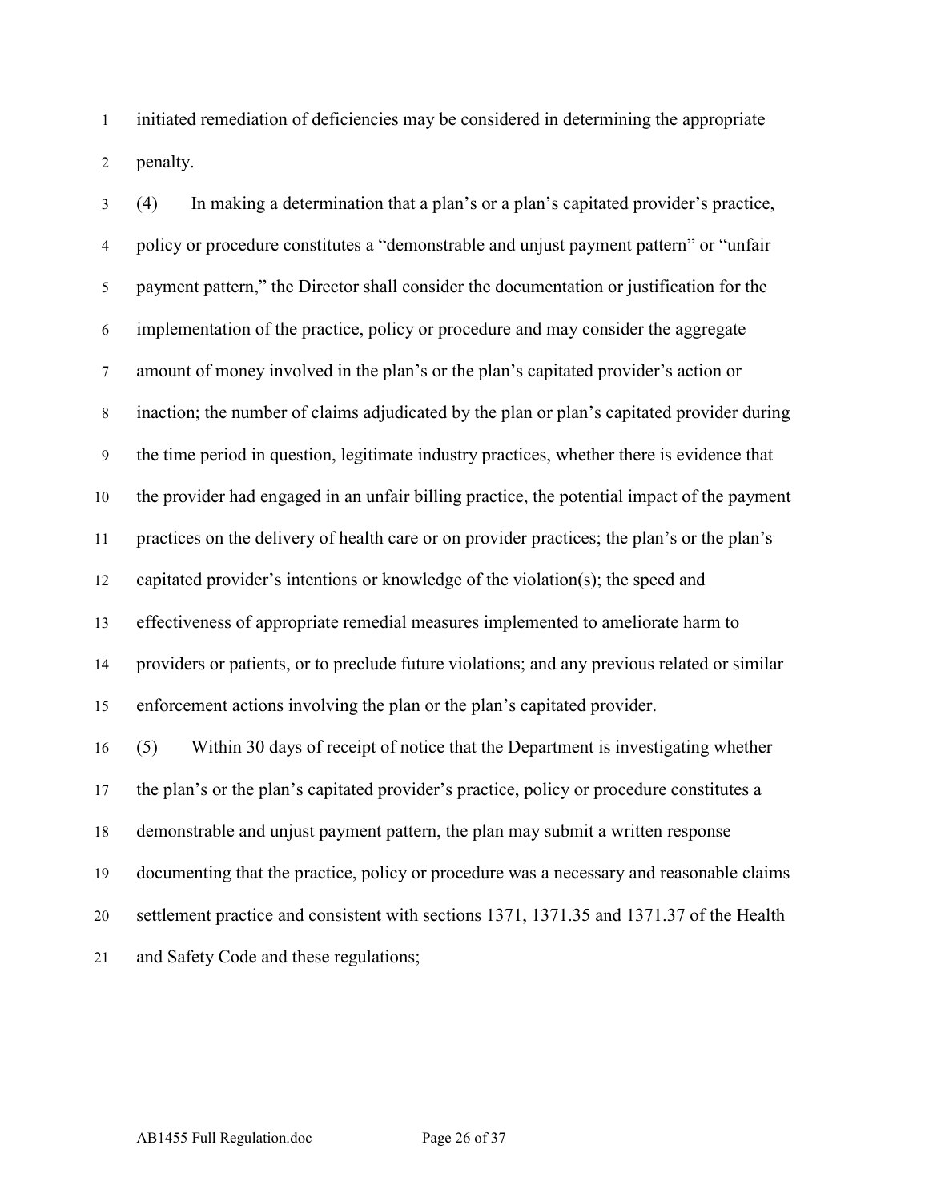initiated remediation of deficiencies may be considered in determining the appropriate penalty.

(4) In making a determination that a plan's or a plan's capitated provider's practice, policy or procedure constitutes a "demonstrable and unjust payment pattern" or "unfair payment pattern," the Director shall consider the documentation or justification for the implementation of the practice, policy or procedure and may consider the aggregate amount of money involved in the plan's or the plan's capitated provider's action or inaction; the number of claims adjudicated by the plan or plan's capitated provider during the time period in question, legitimate industry practices, whether there is evidence that the provider had engaged in an unfair billing practice, the potential impact of the payment practices on the delivery of health care or on provider practices; the plan's or the plan's capitated provider's intentions or knowledge of the violation(s); the speed and effectiveness of appropriate remedial measures implemented to ameliorate harm to providers or patients, or to preclude future violations; and any previous related or similar enforcement actions involving the plan or the plan's capitated provider.

(5) Within 30 days of receipt of notice that the Department is investigating whether the plan's or the plan's capitated provider's practice, policy or procedure constitutes a demonstrable and unjust payment pattern, the plan may submit a written response documenting that the practice, policy or procedure was a necessary and reasonable claims settlement practice and consistent with sections 1371, 1371.35 and 1371.37 of the Health and Safety Code and these regulations;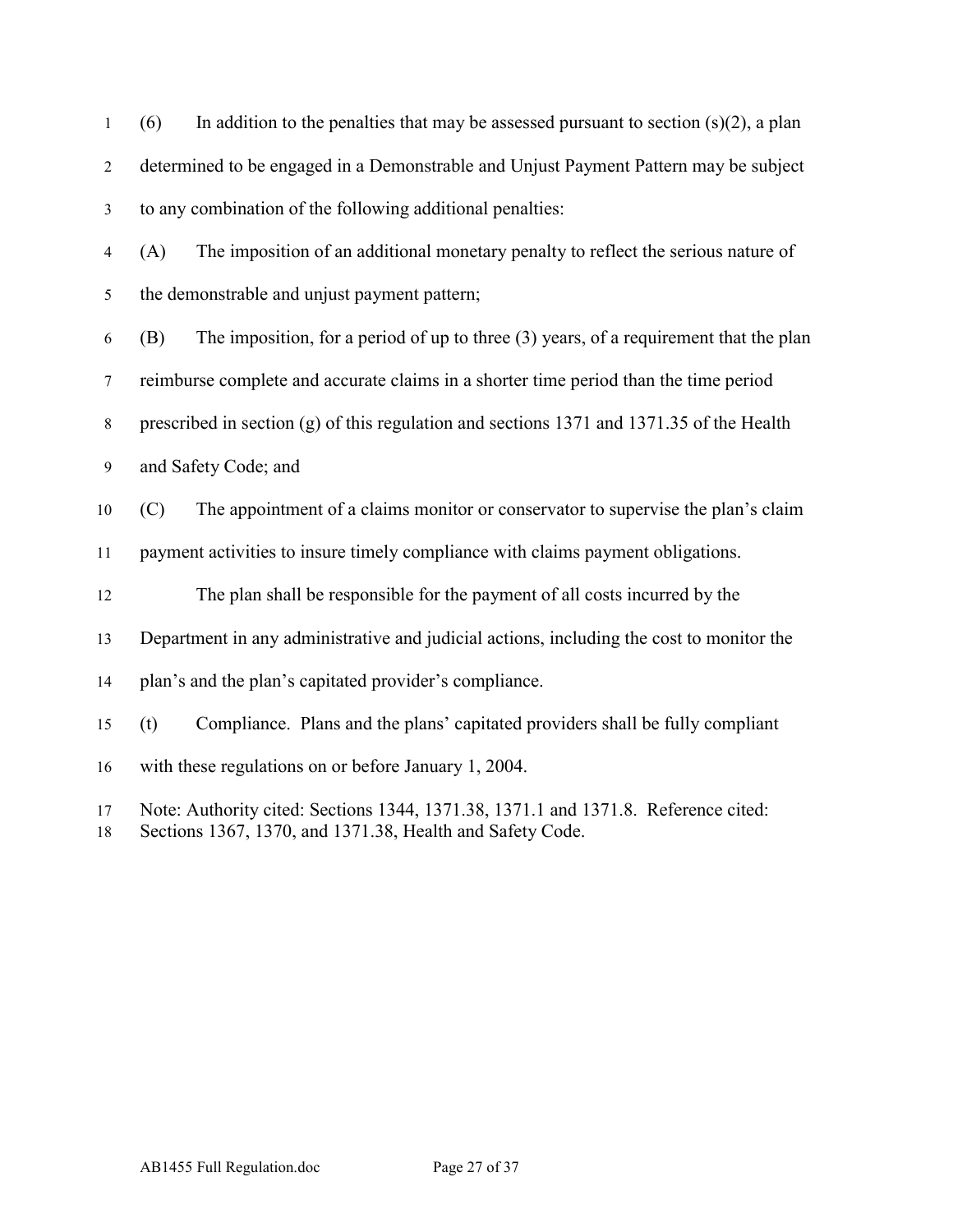(6) In addition to the penalties that may be assessed pursuant to section (s)(2), a plan determined to be engaged in a Demonstrable and Unjust Payment Pattern may be subject to any combination of the following additional penalties:

(A) The imposition of an additional monetary penalty to reflect the serious nature of the demonstrable and unjust payment pattern;

(B) The imposition, for a period of up to three (3) years, of a requirement that the plan reimburse complete and accurate claims in a shorter time period than the time period prescribed in section (g) of this regulation and sections 1371 and 1371.35 of the Health and Safety Code; and

(C) The appointment of a claims monitor or conservator to supervise the plan's claim payment activities to insure timely compliance with claims payment obligations.

The plan shall be responsible for the payment of all costs incurred by the Department in any administrative and judicial actions, including the cost to monitor the plan's and the plan's capitated provider's compliance.

(t) Compliance. Plans and the plans' capitated providers shall be fully compliant with these regulations on or before January 1, 2004.

Note: Authority cited: Sections 1344, 1371.38, 1371.1 and 1371.8. Reference cited: Sections 1367, 1370, and 1371.38, Health and Safety Code.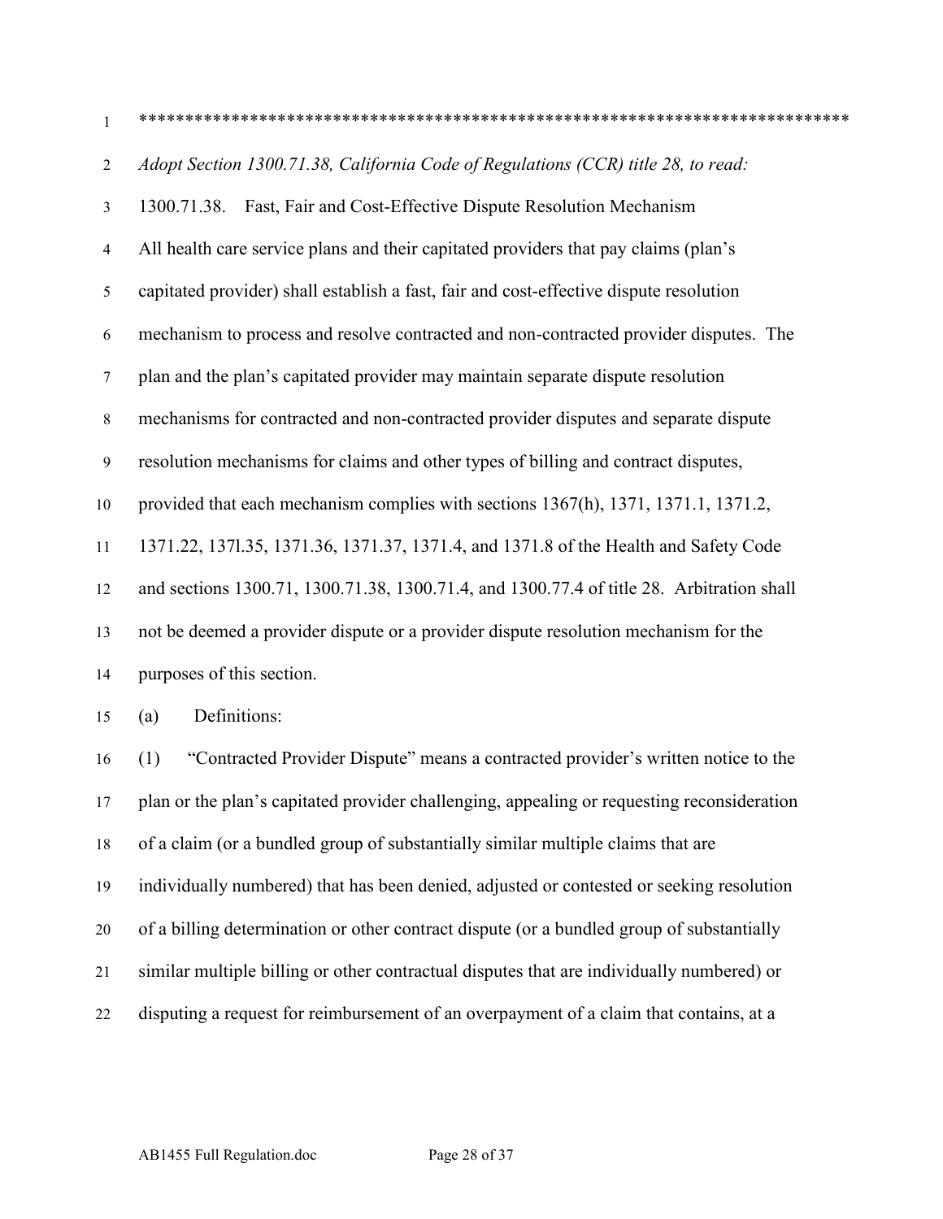*****************************************************************************

*Adopt Section 1300.71.38, California Code of Regulations (CCR) title 28, to read:*

1300.71.38. Fast, Fair and Cost-Effective Dispute Resolution Mechanism

All health care service plans and their capitated providers that pay claims (plan's capitated provider) shall establish a fast, fair and cost-effective dispute resolution mechanism to process and resolve contracted and non-contracted provider disputes. The plan and the plan's capitated provider may maintain separate dispute resolution mechanisms for contracted and non-contracted provider disputes and separate dispute resolution mechanisms for claims and other types of billing and contract disputes, provided that each mechanism complies with sections 1367(h), 1371, 1371.1, 1371.2, 1371.22, 137l.35, 1371.36, 1371.37, 1371.4, and 1371.8 of the Health and Safety Code and sections 1300.71, 1300.71.38, 1300.71.4, and 1300.77.4 of title 28. Arbitration shall not be deemed a provider dispute or a provider dispute resolution mechanism for the purposes of this section.

(a) Definitions:

(1) "Contracted Provider Dispute" means a contracted provider's written notice to the plan or the plan's capitated provider challenging, appealing or requesting reconsideration of a claim (or a bundled group of substantially similar multiple claims that are individually numbered) that has been denied, adjusted or contested or seeking resolution of a billing determination or other contract dispute (or a bundled group of substantially similar multiple billing or other contractual disputes that are individually numbered) or disputing a request for reimbursement of an overpayment of a claim that contains, at a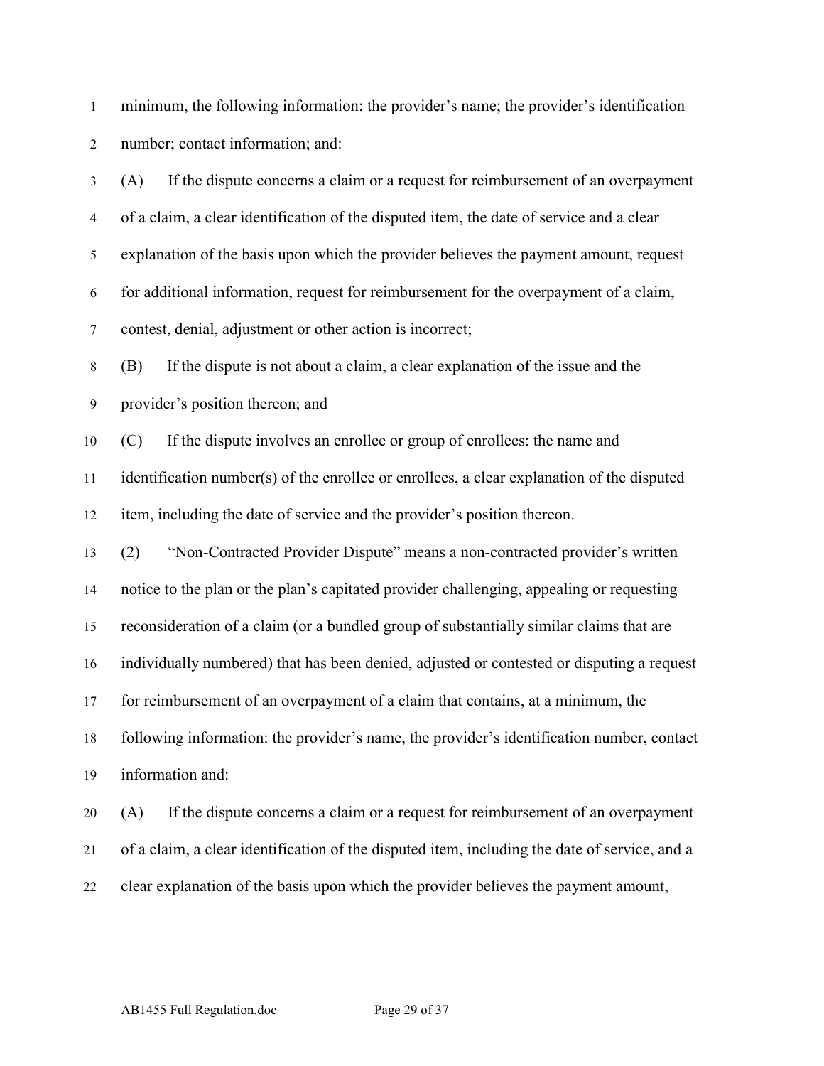minimum, the following information: the provider's name; the provider's identification number; contact information; and:

(A) If the dispute concerns a claim or a request for reimbursement of an overpayment of a claim, a clear identification of the disputed item, the date of service and a clear explanation of the basis upon which the provider believes the payment amount, request for additional information, request for reimbursement for the overpayment of a claim, contest, denial, adjustment or other action is incorrect;

(B) If the dispute is not about a claim, a clear explanation of the issue and the provider's position thereon; and

(C) If the dispute involves an enrollee or group of enrollees: the name and identification number(s) of the enrollee or enrollees, a clear explanation of the disputed item, including the date of service and the provider's position thereon.

(2) "Non-Contracted Provider Dispute" means a non-contracted provider's written notice to the plan or the plan's capitated provider challenging, appealing or requesting reconsideration of a claim (or a bundled group of substantially similar claims that are individually numbered) that has been denied, adjusted or contested or disputing a request for reimbursement of an overpayment of a claim that contains, at a minimum, the following information: the provider's name, the provider's identification number, contact information and:

(A) If the dispute concerns a claim or a request for reimbursement of an overpayment of a claim, a clear identification of the disputed item, including the date of service, and a clear explanation of the basis upon which the provider believes the payment amount,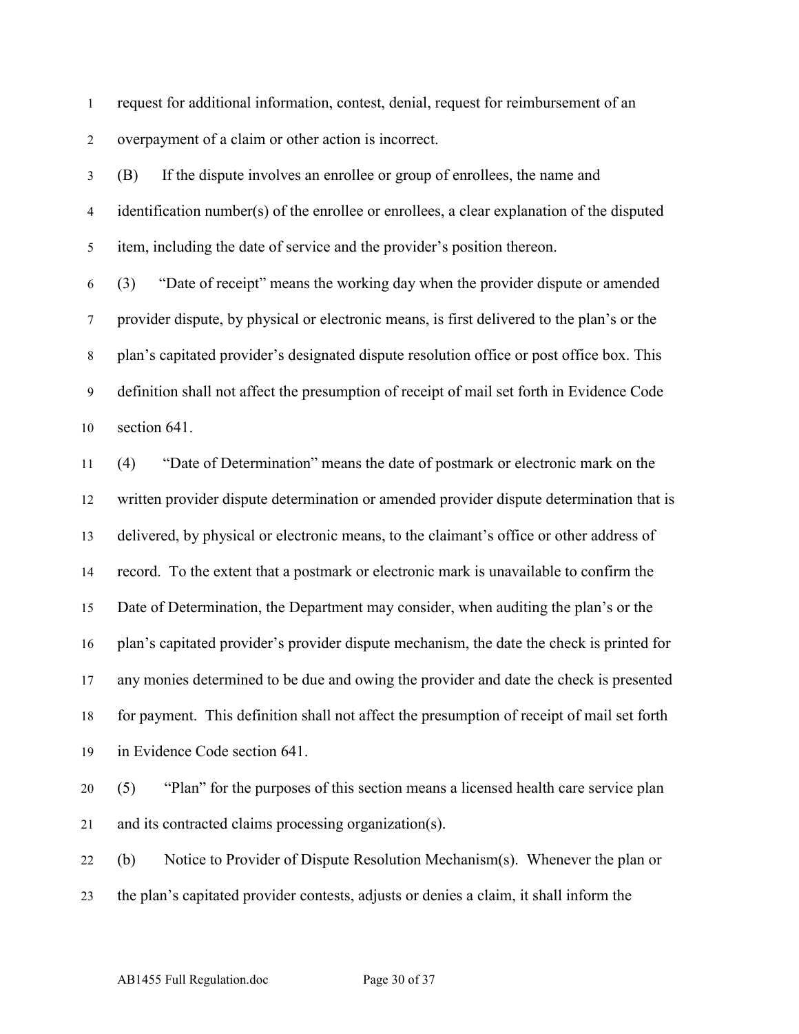request for additional information, contest, denial, request for reimbursement of an overpayment of a claim or other action is incorrect.

(B) If the dispute involves an enrollee or group of enrollees, the name and identification number(s) of the enrollee or enrollees, a clear explanation of the disputed item, including the date of service and the provider's position thereon.

(3) "Date of receipt" means the working day when the provider dispute or amended provider dispute, by physical or electronic means, is first delivered to the plan's or the plan's capitated provider's designated dispute resolution office or post office box. This definition shall not affect the presumption of receipt of mail set forth in Evidence Code section 641.

(4) "Date of Determination" means the date of postmark or electronic mark on the written provider dispute determination or amended provider dispute determination that is delivered, by physical or electronic means, to the claimant's office or other address of record. To the extent that a postmark or electronic mark is unavailable to confirm the Date of Determination, the Department may consider, when auditing the plan's or the plan's capitated provider's provider dispute mechanism, the date the check is printed for any monies determined to be due and owing the provider and date the check is presented for payment. This definition shall not affect the presumption of receipt of mail set forth in Evidence Code section 641.

(5) "Plan" for the purposes of this section means a licensed health care service plan and its contracted claims processing organization(s).

(b) Notice to Provider of Dispute Resolution Mechanism(s). Whenever the plan or the plan's capitated provider contests, adjusts or denies a claim, it shall inform the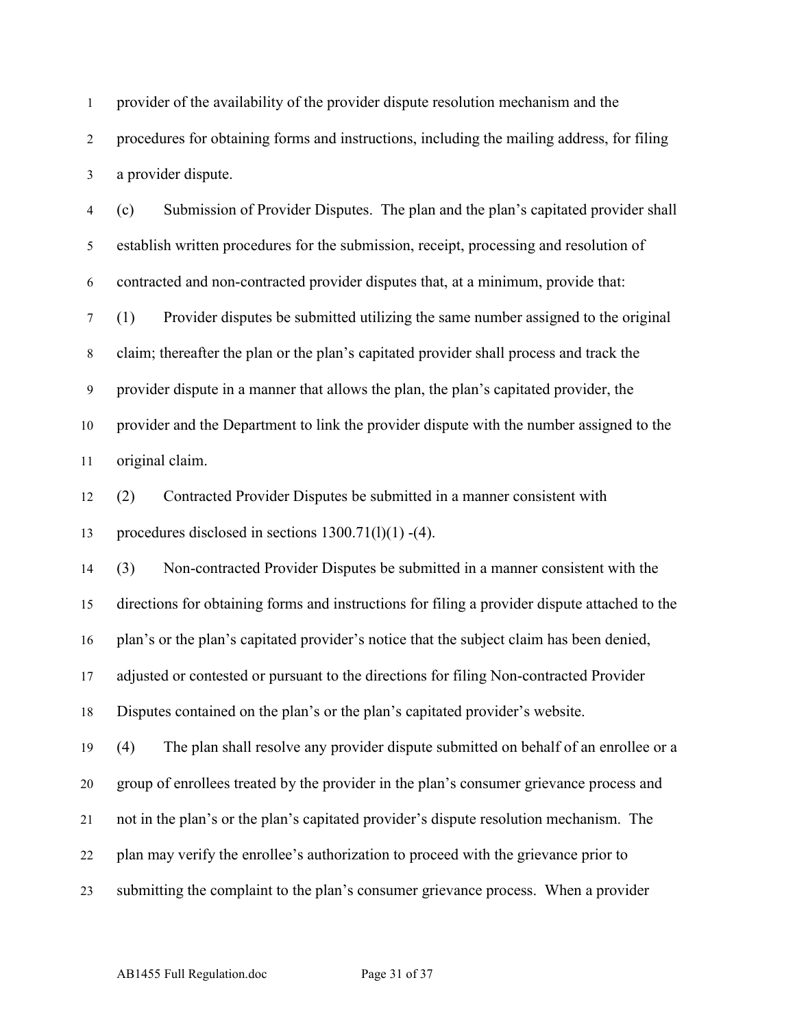provider of the availability of the provider dispute resolution mechanism and the procedures for obtaining forms and instructions, including the mailing address, for filing a provider dispute.

(c) Submission of Provider Disputes. The plan and the plan's capitated provider shall establish written procedures for the submission, receipt, processing and resolution of contracted and non-contracted provider disputes that, at a minimum, provide that:

(1) Provider disputes be submitted utilizing the same number assigned to the original claim; thereafter the plan or the plan's capitated provider shall process and track the provider dispute in a manner that allows the plan, the plan's capitated provider, the provider and the Department to link the provider dispute with the number assigned to the original claim.

(2) Contracted Provider Disputes be submitted in a manner consistent with procedures disclosed in sections 1300.71(l)(1) -(4).

(3) Non-contracted Provider Disputes be submitted in a manner consistent with the directions for obtaining forms and instructions for filing a provider dispute attached to the plan's or the plan's capitated provider's notice that the subject claim has been denied, adjusted or contested or pursuant to the directions for filing Non-contracted Provider Disputes contained on the plan's or the plan's capitated provider's website.

(4) The plan shall resolve any provider dispute submitted on behalf of an enrollee or a group of enrollees treated by the provider in the plan's consumer grievance process and not in the plan's or the plan's capitated provider's dispute resolution mechanism. The plan may verify the enrollee's authorization to proceed with the grievance prior to submitting the complaint to the plan's consumer grievance process. When a provider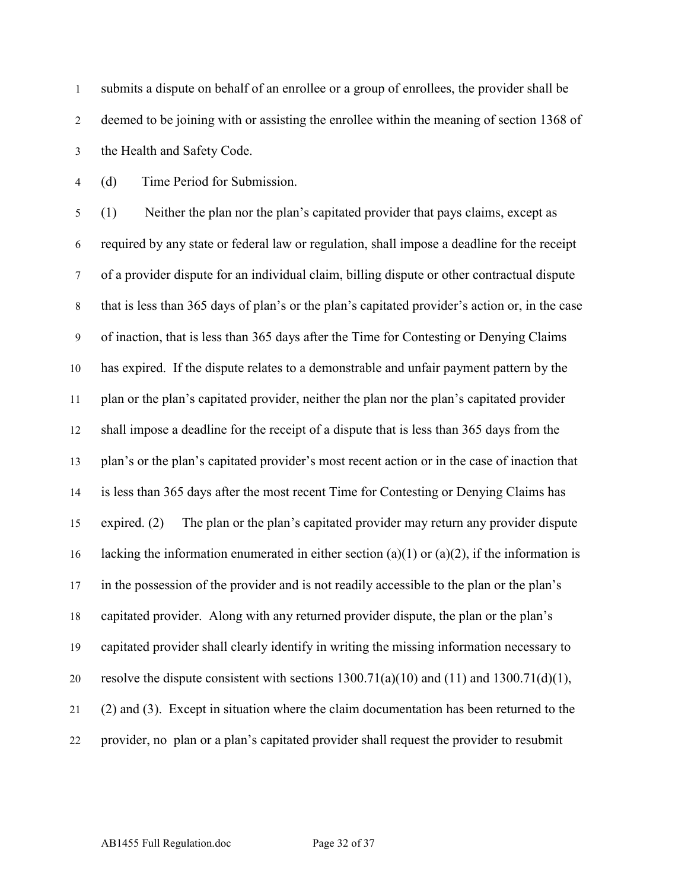submits a dispute on behalf of an enrollee or a group of enrollees, the provider shall be deemed to be joining with or assisting the enrollee within the meaning of section 1368 of the Health and Safety Code.

(d) Time Period for Submission.

(1) Neither the plan nor the plan's capitated provider that pays claims, except as required by any state or federal law or regulation, shall impose a deadline for the receipt of a provider dispute for an individual claim, billing dispute or other contractual dispute that is less than 365 days of plan's or the plan's capitated provider's action or, in the case of inaction, that is less than 365 days after the Time for Contesting or Denying Claims has expired. If the dispute relates to a demonstrable and unfair payment pattern by the plan or the plan's capitated provider, neither the plan nor the plan's capitated provider shall impose a deadline for the receipt of a dispute that is less than 365 days from the plan's or the plan's capitated provider's most recent action or in the case of inaction that is less than 365 days after the most recent Time for Contesting or Denying Claims has expired. (2) The plan or the plan's capitated provider may return any provider dispute lacking the information enumerated in either section (a)(1) or (a)(2), if the information is in the possession of the provider and is not readily accessible to the plan or the plan's capitated provider. Along with any returned provider dispute, the plan or the plan's capitated provider shall clearly identify in writing the missing information necessary to resolve the dispute consistent with sections 1300.71(a)(10) and (11) and 1300.71(d)(1), (2) and (3). Except in situation where the claim documentation has been returned to the provider, no plan or a plan's capitated provider shall request the provider to resubmit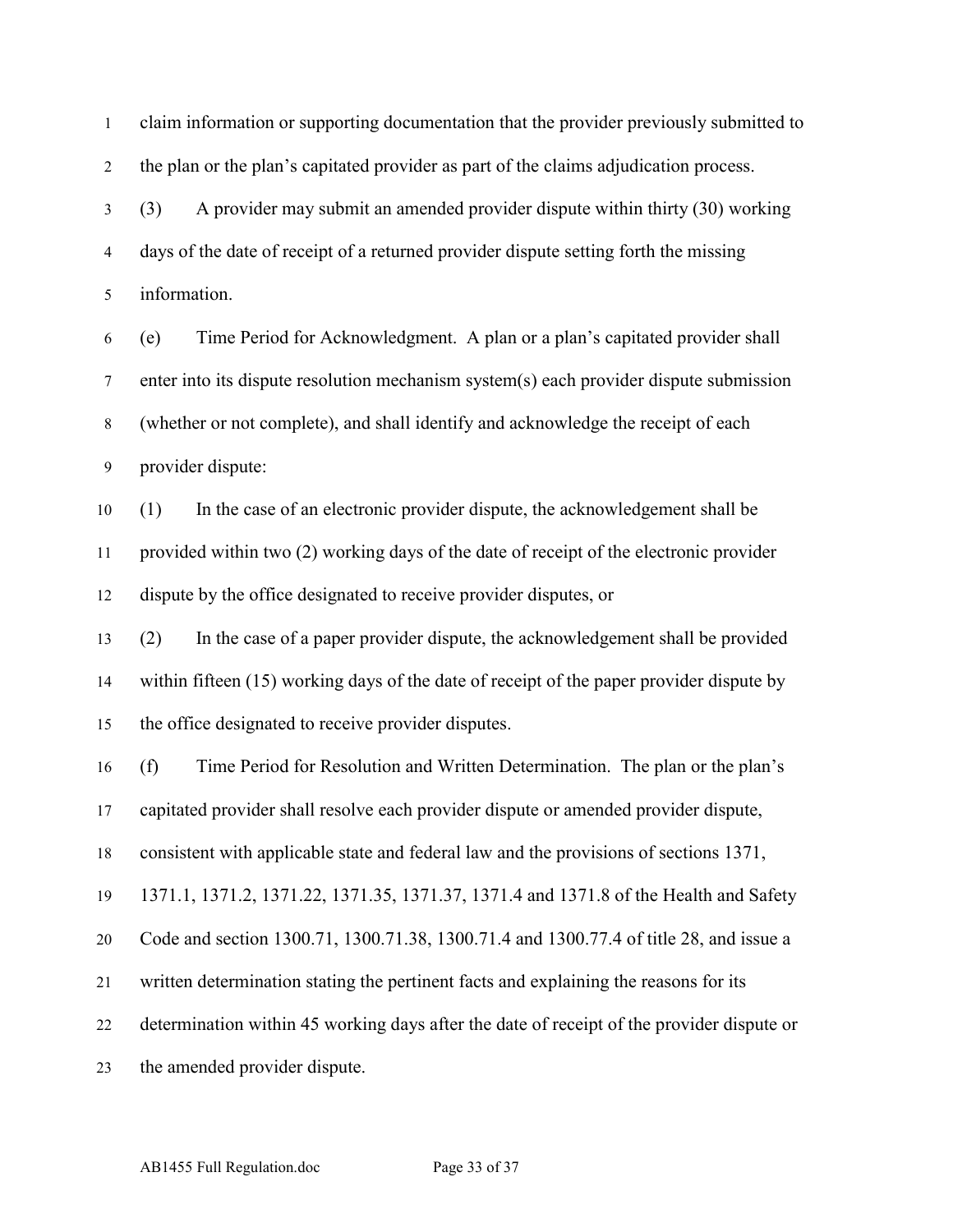claim information or supporting documentation that the provider previously submitted to the plan or the plan's capitated provider as part of the claims adjudication process.

(3) A provider may submit an amended provider dispute within thirty (30) working days of the date of receipt of a returned provider dispute setting forth the missing information.

(e) Time Period for Acknowledgment. A plan or a plan's capitated provider shall enter into its dispute resolution mechanism system(s) each provider dispute submission (whether or not complete), and shall identify and acknowledge the receipt of each provider dispute:

(1) In the case of an electronic provider dispute, the acknowledgement shall be provided within two (2) working days of the date of receipt of the electronic provider dispute by the office designated to receive provider disputes, or

(2) In the case of a paper provider dispute, the acknowledgement shall be provided within fifteen (15) working days of the date of receipt of the paper provider dispute by the office designated to receive provider disputes.

(f) Time Period for Resolution and Written Determination. The plan or the plan's capitated provider shall resolve each provider dispute or amended provider dispute, consistent with applicable state and federal law and the provisions of sections 1371, 1371.1, 1371.2, 1371.22, 1371.35, 1371.37, 1371.4 and 1371.8 of the Health and Safety Code and section 1300.71, 1300.71.38, 1300.71.4 and 1300.77.4 of title 28, and issue a written determination stating the pertinent facts and explaining the reasons for its determination within 45 working days after the date of receipt of the provider dispute or the amended provider dispute.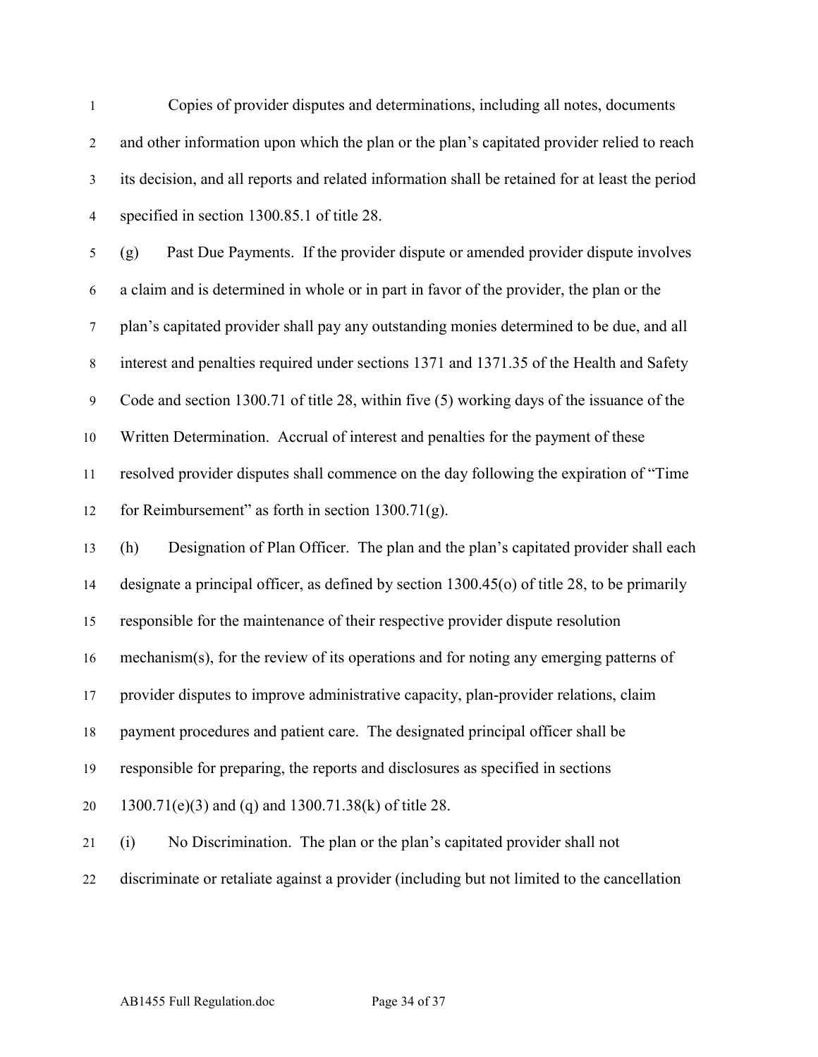Copies of provider disputes and determinations, including all notes, documents and other information upon which the plan or the plan's capitated provider relied to reach its decision, and all reports and related information shall be retained for at least the period specified in section 1300.85.1 of title 28.

(g) Past Due Payments. If the provider dispute or amended provider dispute involves a claim and is determined in whole or in part in favor of the provider, the plan or the plan's capitated provider shall pay any outstanding monies determined to be due, and all interest and penalties required under sections 1371 and 1371.35 of the Health and Safety Code and section 1300.71 of title 28, within five (5) working days of the issuance of the Written Determination. Accrual of interest and penalties for the payment of these resolved provider disputes shall commence on the day following the expiration of "Time for Reimbursement" as forth in section 1300.71(g).

(h) Designation of Plan Officer. The plan and the plan's capitated provider shall each designate a principal officer, as defined by section 1300.45(o) of title 28, to be primarily responsible for the maintenance of their respective provider dispute resolution mechanism(s), for the review of its operations and for noting any emerging patterns of provider disputes to improve administrative capacity, plan-provider relations, claim payment procedures and patient care. The designated principal officer shall be responsible for preparing, the reports and disclosures as specified in sections 1300.71(e)(3) and (q) and 1300.71.38(k) of title 28.

(i) No Discrimination. The plan or the plan's capitated provider shall not discriminate or retaliate against a provider (including but not limited to the cancellation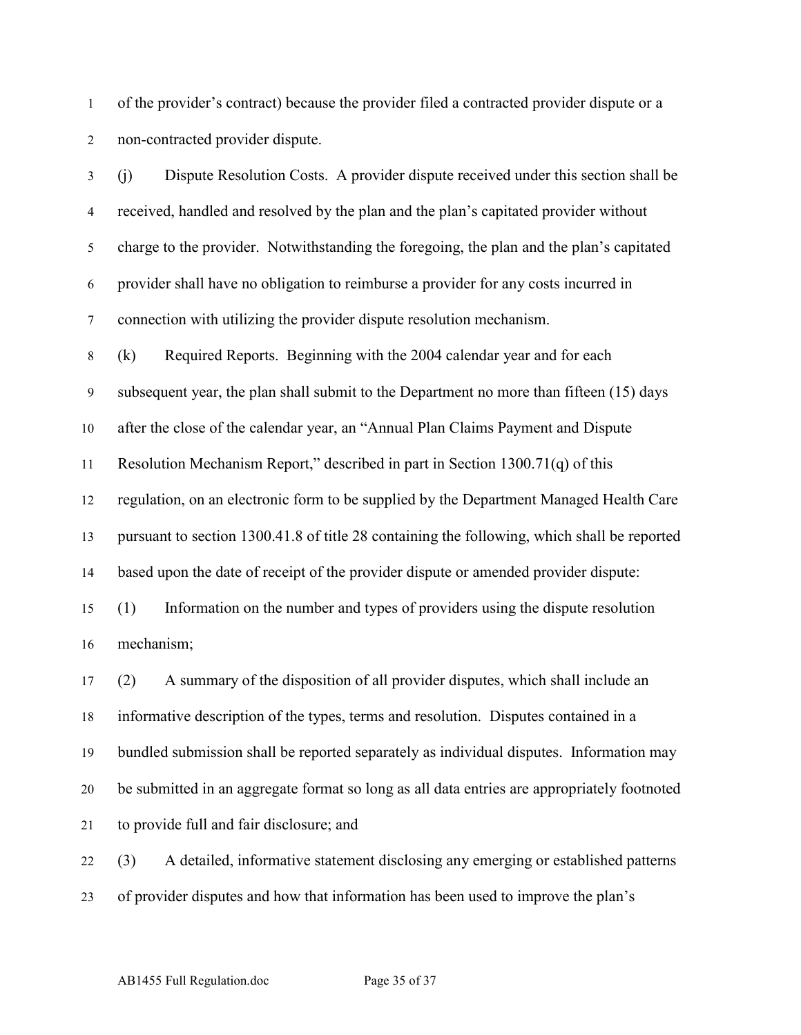of the provider's contract) because the provider filed a contracted provider dispute or a non-contracted provider dispute.

(j) Dispute Resolution Costs. A provider dispute received under this section shall be received, handled and resolved by the plan and the plan's capitated provider without charge to the provider. Notwithstanding the foregoing, the plan and the plan's capitated provider shall have no obligation to reimburse a provider for any costs incurred in connection with utilizing the provider dispute resolution mechanism.

(k) Required Reports. Beginning with the 2004 calendar year and for each subsequent year, the plan shall submit to the Department no more than fifteen (15) days after the close of the calendar year, an "Annual Plan Claims Payment and Dispute Resolution Mechanism Report," described in part in Section 1300.71(q) of this regulation, on an electronic form to be supplied by the Department Managed Health Care pursuant to section 1300.41.8 of title 28 containing the following, which shall be reported based upon the date of receipt of the provider dispute or amended provider dispute:

(1) Information on the number and types of providers using the dispute resolution mechanism;

(2) A summary of the disposition of all provider disputes, which shall include an informative description of the types, terms and resolution. Disputes contained in a bundled submission shall be reported separately as individual disputes. Information may be submitted in an aggregate format so long as all data entries are appropriately footnoted to provide full and fair disclosure; and

(3) A detailed, informative statement disclosing any emerging or established patterns of provider disputes and how that information has been used to improve the plan's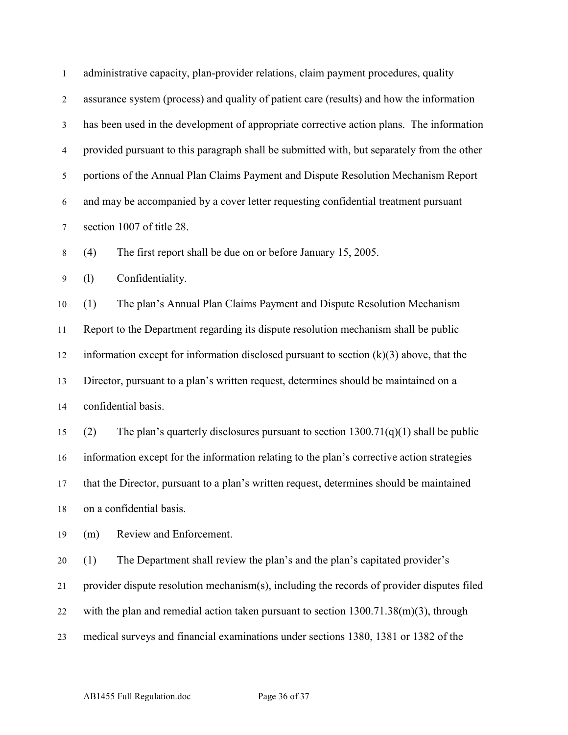administrative capacity, plan-provider relations, claim payment procedures, quality assurance system (process) and quality of patient care (results) and how the information has been used in the development of appropriate corrective action plans. The information provided pursuant to this paragraph shall be submitted with, but separately from the other portions of the Annual Plan Claims Payment and Dispute Resolution Mechanism Report and may be accompanied by a cover letter requesting confidential treatment pursuant section 1007 of title 28.

(4) The first report shall be due on or before January 15, 2005.

(l) Confidentiality.

(1) The plan's Annual Plan Claims Payment and Dispute Resolution Mechanism Report to the Department regarding its dispute resolution mechanism shall be public information except for information disclosed pursuant to section (k)(3) above, that the Director, pursuant to a plan's written request, determines should be maintained on a confidential basis.

(2) The plan's quarterly disclosures pursuant to section 1300.71(q)(1) shall be public information except for the information relating to the plan's corrective action strategies that the Director, pursuant to a plan's written request, determines should be maintained on a confidential basis.

(m) Review and Enforcement.

(1) The Department shall review the plan's and the plan's capitated provider's provider dispute resolution mechanism(s), including the records of provider disputes filed with the plan and remedial action taken pursuant to section 1300.71.38(m)(3), through medical surveys and financial examinations under sections 1380, 1381 or 1382 of the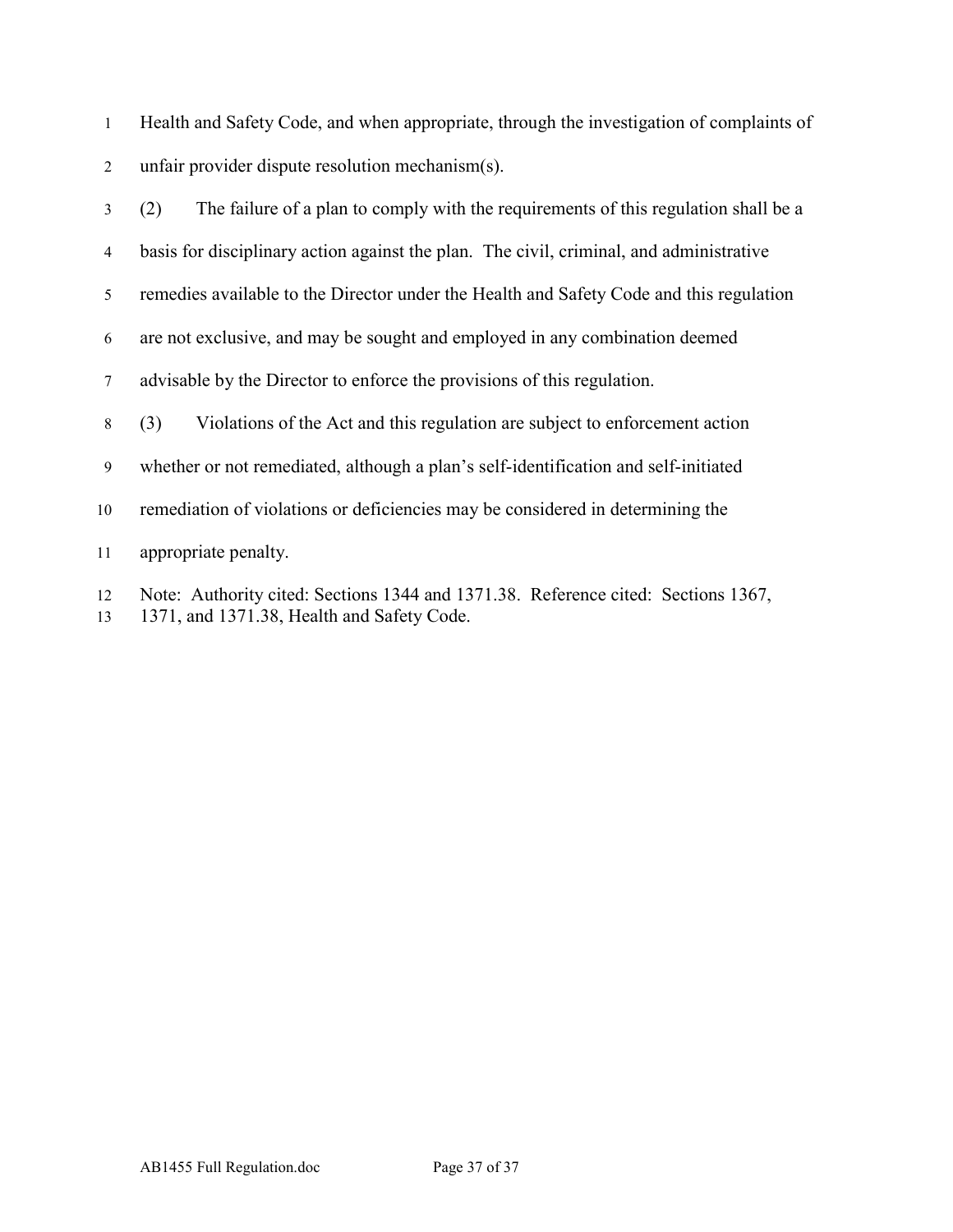Health and Safety Code, and when appropriate, through the investigation of complaints of unfair provider dispute resolution mechanism(s).

(2) The failure of a plan to comply with the requirements of this regulation shall be a basis for disciplinary action against the plan. The civil, criminal, and administrative remedies available to the Director under the Health and Safety Code and this regulation are not exclusive, and may be sought and employed in any combination deemed advisable by the Director to enforce the provisions of this regulation.

(3) Violations of the Act and this regulation are subject to enforcement action whether or not remediated, although a plan's self-identification and self-initiated remediation of violations or deficiencies may be considered in determining the appropriate penalty.

Note: Authority cited: Sections 1344 and 1371.38. Reference cited: Sections 1367, 1371, and 1371.38, Health and Safety Code.